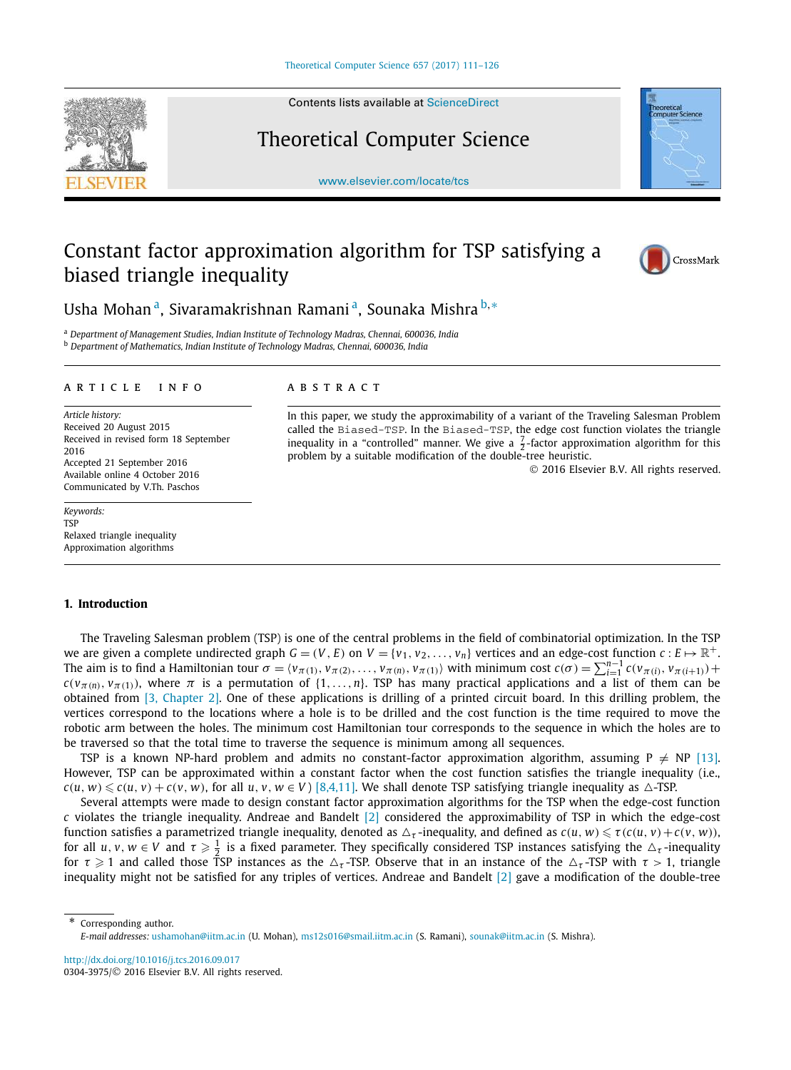# Constant factor approximation algorithm for TSP satisfying a biased triangle inequality

Usha Mohan [a], Sivaramakrishnan Ramani [a], Sounaka Mishra [b,*]

[a] Department of Management Studies, Indian Institute of Technology Madras, Chennai, 600036, India
[b] Department of Mathematics, Indian Institute of Technology Madras, Chennai, 600036, India

**ARTICLE INFO**

*Article history:*
Received 20 August 2015
Received in revised form 18 September 2016
Accepted 21 September 2016
Available online 4 October 2016
Communicated by V.Th. Paschos

*Keywords:*
TSP
Relaxed triangle inequality
Approximation algorithms

**ABSTRACT**

In this paper, we study the approximability of a variant of the Traveling Salesman Problem called the `Biased-TSP`. In the `Biased-TSP`, the edge cost function violates the triangle inequality in a "controlled" manner. We give a $\frac{7}{2}$-factor approximation algorithm for this problem by a suitable modification of the double-tree heuristic.

© 2016 Elsevier B.V. All rights reserved.

## 1. Introduction

The Traveling Salesman problem (TSP) is one of the central problems in the field of combinatorial optimization. In the TSP we are given a complete undirected graph $G = (V, E)$ on $V = \{v_1, v_2, \ldots, v_n\}$ vertices and an edge-cost function $c : E \mapsto \mathbb{R}^+$. The aim is to find a Hamiltonian tour $\sigma = \langle v_{\pi(1)}, v_{\pi(2)}, \ldots, v_{\pi(n)}, v_{\pi(1)} \rangle$ with minimum cost $c(\sigma) = \sum_{i=1}^{n-1} c(v_{\pi(i)}, v_{\pi(i+1)}) + c(v_{\pi(n)}, v_{\pi(1)})$, where $\pi$ is a permutation of $\{1, \ldots, n\}$. TSP has many practical applications and a list of them can be obtained from [3, Chapter 2]. One of these applications is drilling of a printed circuit board. In this drilling problem, the vertices correspond to the locations where a hole is to be drilled and the cost function is the time required to move the robotic arm between the holes. The minimum cost Hamiltonian tour corresponds to the sequence in which the holes are to be traversed so that the total time to traverse the sequence is minimum among all sequences.

TSP is a known NP-hard problem and admits no constant-factor approximation algorithm, assuming P $\neq$ NP [13]. However, TSP can be approximated within a constant factor when the cost function satisfies the triangle inequality (i.e., $c(u, w) \leqslant c(u, v) + c(v, w)$, for all $u, v, w \in V$) [8,4,11]. We shall denote TSP satisfying triangle inequality as $\triangle$-TSP.

Several attempts were made to design constant factor approximation algorithms for the TSP when the edge-cost function $c$ violates the triangle inequality. Andreae and Bandelt [2] considered the approximability of TSP in which the edge-cost function satisfies a parametrized triangle inequality, denoted as $\triangle_\tau$-inequality, and defined as $c(u, w) \leqslant \tau(c(u, v) + c(v, w))$, for all $u, v, w \in V$ and $\tau \geqslant \frac{1}{2}$ is a fixed parameter. They specifically considered TSP instances satisfying the $\triangle_\tau$-inequality for $\tau \geqslant 1$ and called those TSP instances as the $\triangle_\tau$-TSP. Observe that in an instance of the $\triangle_\tau$-TSP with $\tau > 1$, triangle inequality might not be satisfied for any triples of vertices. Andreae and Bandelt [2] gave a modification of the double-tree

---

\* Corresponding author.
*E-mail addresses:* ushamohan@iitm.ac.in (U. Mohan), ms12s016@smail.iitm.ac.in (S. Ramani), sounak@iitm.ac.in (S. Mishra).

http://dx.doi.org/10.1016/j.tcs.2016.09.017
0304-3975/© 2016 Elsevier B.V. All rights reserved.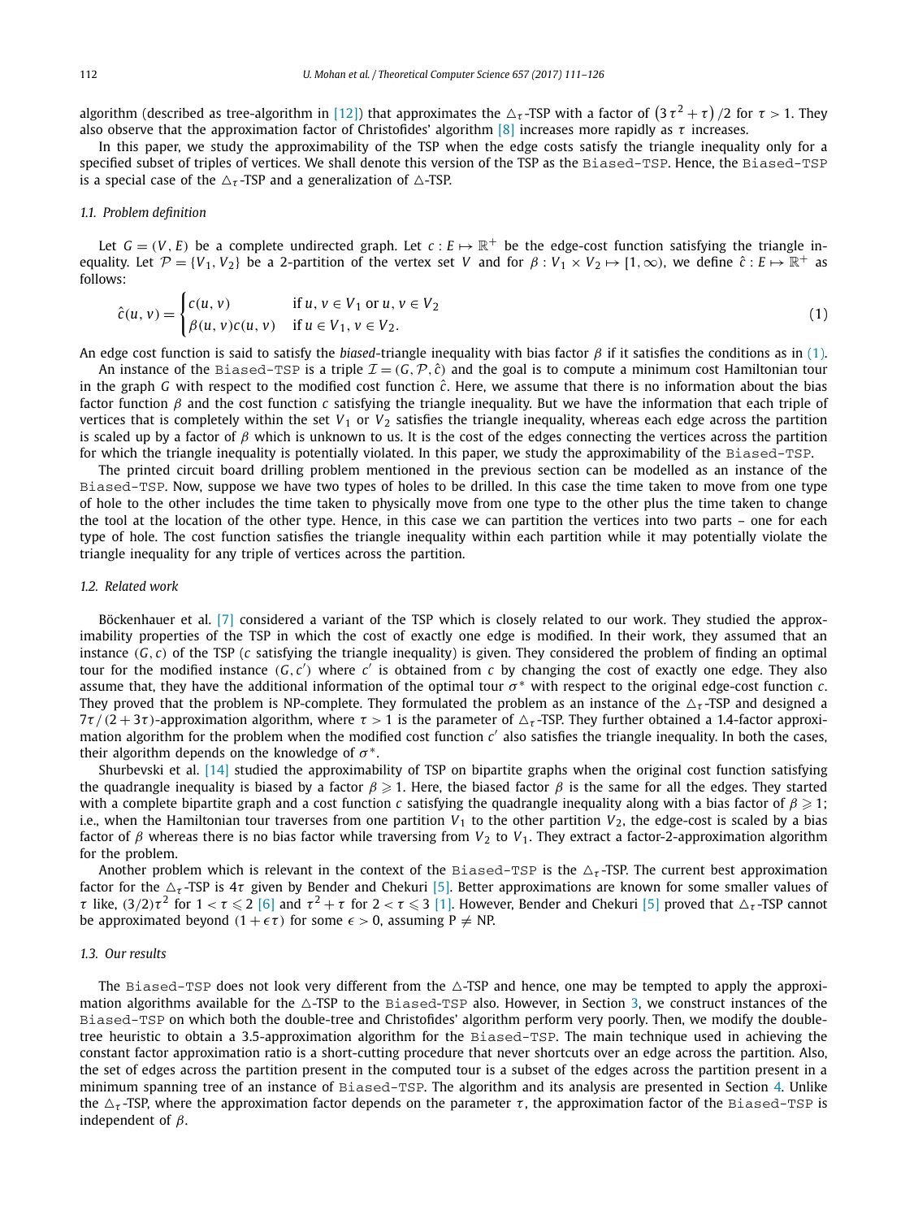algorithm (described as tree-algorithm in [12]) that approximates the $\triangle_\tau$-TSP with a factor of $(3\tau^2 + \tau)/2$ for $\tau > 1$. They also observe that the approximation factor of Christofides' algorithm [8] increases more rapidly as $\tau$ increases.

In this paper, we study the approximability of the TSP when the edge costs satisfy the triangle inequality only for a specified subset of triples of vertices. We shall denote this version of the TSP as the Biased-TSP. Hence, the Biased-TSP is a special case of the $\triangle_\tau$-TSP and a generalization of $\triangle$-TSP.

### 1.1. Problem definition

Let $G = (V, E)$ be a complete undirected graph. Let $c : E \mapsto \mathbb{R}^+$ be the edge-cost function satisfying the triangle inequality. Let $\mathcal{P} = \{V_1, V_2\}$ be a 2-partition of the vertex set $V$ and for $\beta : V_1 \times V_2 \mapsto [1, \infty)$, we define $\hat{c} : E \mapsto \mathbb{R}^+$ as follows:

$$\hat{c}(u, v) = \begin{cases} c(u, v) & \text{if } u, v \in V_1 \text{ or } u, v \in V_2 \\ \beta(u, v)c(u, v) & \text{if } u \in V_1, v \in V_2. \end{cases} \tag{1}$$

An edge cost function is said to satisfy the *biased*-triangle inequality with bias factor $\beta$ if it satisfies the conditions as in (1).

An instance of the Biased-TSP is a triple $\mathcal{I} = (G, \mathcal{P}, \hat{c})$ and the goal is to compute a minimum cost Hamiltonian tour in the graph $G$ with respect to the modified cost function $\hat{c}$. Here, we assume that there is no information about the bias factor function $\beta$ and the cost function $c$ satisfying the triangle inequality. But we have the information that each triple of vertices that is completely within the set $V_1$ or $V_2$ satisfies the triangle inequality, whereas each edge across the partition is scaled up by a factor of $\beta$ which is unknown to us. It is the cost of the edges connecting the vertices across the partition for which the triangle inequality is potentially violated. In this paper, we study the approximability of the Biased-TSP.

The printed circuit board drilling problem mentioned in the previous section can be modelled as an instance of the Biased-TSP. Now, suppose we have two types of holes to be drilled. In this case the time taken to move from one type of hole to the other includes the time taken to physically move from one type to the other plus the time taken to change the tool at the location of the other type. Hence, in this case we can partition the vertices into two parts – one for each type of hole. The cost function satisfies the triangle inequality within each partition while it may potentially violate the triangle inequality for any triple of vertices across the partition.

### 1.2. Related work

Böckenhauer et al. [7] considered a variant of the TSP which is closely related to our work. They studied the approximability properties of the TSP in which the cost of exactly one edge is modified. In their work, they assumed that an instance $(G, c)$ of the TSP ($c$ satisfying the triangle inequality) is given. They considered the problem of finding an optimal tour for the modified instance $(G, c')$ where $c'$ is obtained from $c$ by changing the cost of exactly one edge. They also assume that, they have the additional information of the optimal tour $\sigma^*$ with respect to the original edge-cost function $c$. They proved that the problem is NP-complete. They formulated the problem as an instance of the $\triangle_\tau$-TSP and designed a $7\tau/(2 + 3\tau)$-approximation algorithm, where $\tau > 1$ is the parameter of $\triangle_\tau$-TSP. They further obtained a 1.4-factor approximation algorithm for the problem when the modified cost function $c'$ also satisfies the triangle inequality. In both the cases, their algorithm depends on the knowledge of $\sigma^*$.

Shurbevski et al. [14] studied the approximability of TSP on bipartite graphs when the original cost function satisfying the quadrangle inequality is biased by a factor $\beta \geqslant 1$. Here, the biased factor $\beta$ is the same for all the edges. They started with a complete bipartite graph and a cost function $c$ satisfying the quadrangle inequality along with a bias factor of $\beta \geqslant 1$; i.e., when the Hamiltonian tour traverses from one partition $V_1$ to the other partition $V_2$, the edge-cost is scaled by a bias factor of $\beta$ whereas there is no bias factor while traversing from $V_2$ to $V_1$. They extract a factor-2-approximation algorithm for the problem.

Another problem which is relevant in the context of the Biased-TSP is the $\triangle_\tau$-TSP. The current best approximation factor for the $\triangle_\tau$-TSP is $4\tau$ given by Bender and Chekuri [5]. Better approximations are known for some smaller values of $\tau$ like, $(3/2)\tau^2$ for $1 < \tau \leqslant 2$ [6] and $\tau^2 + \tau$ for $2 < \tau \leqslant 3$ [1]. However, Bender and Chekuri [5] proved that $\triangle_\tau$-TSP cannot be approximated beyond $(1 + \epsilon\tau)$ for some $\epsilon > 0$, assuming P $\neq$ NP.

### 1.3. Our results

The Biased-TSP does not look very different from the $\triangle$-TSP and hence, one may be tempted to apply the approximation algorithms available for the $\triangle$-TSP to the Biased-TSP also. However, in Section 3, we construct instances of the Biased-TSP on which both the double-tree and Christofides' algorithm perform very poorly. Then, we modify the double-tree heuristic to obtain a 3.5-approximation algorithm for the Biased-TSP. The main technique used in achieving the constant factor approximation ratio is a short-cutting procedure that never shortcuts over an edge across the partition. Also, the set of edges across the partition present in the computed tour is a subset of the edges across the partition present in a minimum spanning tree of an instance of Biased-TSP. The algorithm and its analysis are presented in Section 4. Unlike the $\triangle_\tau$-TSP, where the approximation factor depends on the parameter $\tau$, the approximation factor of the Biased-TSP is independent of $\beta$.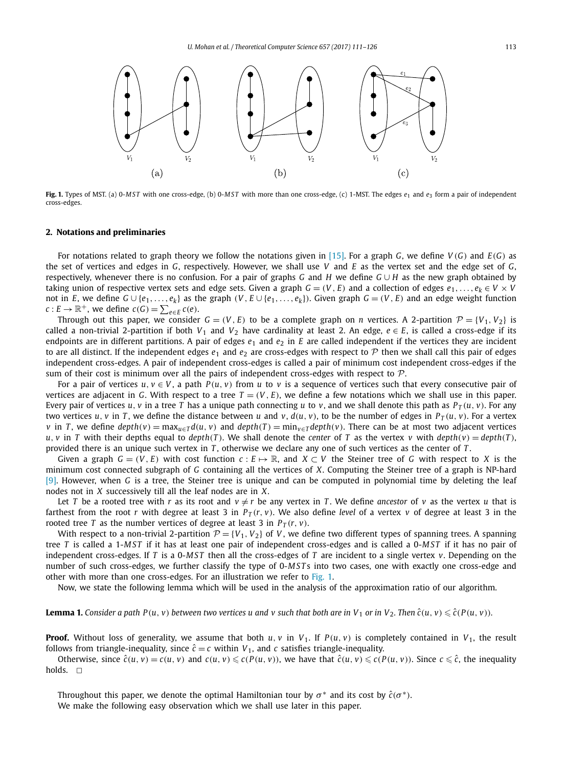**Fig. 1.** Types of MST. (a) 0-*MST* with one cross-edge, (b) 0-*MST* with more than one cross-edge, (c) 1-MST. The edges $e_1$ and $e_3$ form a pair of independent cross-edges.

## 2. Notations and preliminaries

For notations related to graph theory we follow the notations given in [15]. For a graph $G$, we define $V(G)$ and $E(G)$ as the set of vertices and edges in $G$, respectively. However, we shall use $V$ and $E$ as the vertex set and the edge set of $G$, respectively, whenever there is no confusion. For a pair of graphs $G$ and $H$ we define $G \cup H$ as the new graph obtained by taking union of respective vertex sets and edge sets. Given a graph $G = (V, E)$ and a collection of edges $e_1, \ldots, e_k \in V \times V$ not in $E$, we define $G \cup \{e_1, \ldots, e_k\}$ as the graph $(V, E \cup \{e_1, \ldots, e_k\})$. Given graph $G = (V, E)$ and an edge weight function $c : E \to \mathbb{R}^+$, we define $c(G) = \sum_{e \in E} c(e)$.

Through out this paper, we consider $G = (V, E)$ to be a complete graph on $n$ vertices. A 2-partition $\mathcal{P} = \{V_1, V_2\}$ is called a non-trivial 2-partition if both $V_1$ and $V_2$ have cardinality at least 2. An edge, $e \in E$, is called a cross-edge if its endpoints are in different partitions. A pair of edges $e_1$ and $e_2$ in $E$ are called independent if the vertices they are incident to are all distinct. If the independent edges $e_1$ and $e_2$ are cross-edges with respect to $\mathcal{P}$ then we shall call this pair of edges independent cross-edges. A pair of independent cross-edges is called a pair of minimum cost independent cross-edges if the sum of their cost is minimum over all the pairs of independent cross-edges with respect to $\mathcal{P}$.

For a pair of vertices $u, v \in V$, a path $P(u, v)$ from $u$ to $v$ is a sequence of vertices such that every consecutive pair of vertices are adjacent in $G$. With respect to a tree $T = (V, E)$, we define a few notations which we shall use in this paper. Every pair of vertices $u, v$ in a tree $T$ has a unique path connecting $u$ to $v$, and we shall denote this path as $P_T(u, v)$. For any two vertices $u, v$ in $T$, we define the distance between $u$ and $v$, $d(u, v)$, to be the number of edges in $P_T(u, v)$. For a vertex $v$ in $T$, we define $depth(v) = \max_{u \in T} d(u, v)$ and $depth(T) = \min_{v \in T} depth(v)$. There can be at most two adjacent vertices $u, v$ in $T$ with their depths equal to $depth(T)$. We shall denote the *center* of $T$ as the vertex $v$ with $depth(v) = depth(T)$, provided there is an unique such vertex in $T$, otherwise we declare any one of such vertices as the center of $T$.

Given a graph $G = (V, E)$ with cost function $c : E \mapsto \mathbb{R}$, and $X \subset V$ the Steiner tree of $G$ with respect to $X$ is the minimum cost connected subgraph of $G$ containing all the vertices of $X$. Computing the Steiner tree of a graph is NP-hard [9]. However, when $G$ is a tree, the Steiner tree is unique and can be computed in polynomial time by deleting the leaf nodes not in $X$ successively till all the leaf nodes are in $X$.

Let $T$ be a rooted tree with $r$ as its root and $v \neq r$ be any vertex in $T$. We define *ancestor* of $v$ as the vertex $u$ that is farthest from the root $r$ with degree at least 3 in $P_T(r, v)$. We also define *level* of a vertex $v$ of degree at least 3 in the rooted tree $T$ as the number vertices of degree at least 3 in $P_T(r, v)$.

With respect to a non-trivial 2-partition $\mathcal{P} = \{V_1, V_2\}$ of $V$, we define two different types of spanning trees. A spanning tree $T$ is called a 1-*MST* if it has at least one pair of independent cross-edges and is called a 0-*MST* if it has no pair of independent cross-edges. If $T$ is a 0-*MST* then all the cross-edges of $T$ are incident to a single vertex $v$. Depending on the number of such cross-edges, we further classify the type of 0-*MST*s into two cases, one with exactly one cross-edge and other with more than one cross-edges. For an illustration we refer to Fig. 1.

Now, we state the following lemma which will be used in the analysis of the approximation ratio of our algorithm.

**Lemma 1.** *Consider a path $P(u, v)$ between two vertices $u$ and $v$ such that both are in $V_1$ or in $V_2$. Then $\hat{c}(u, v) \leqslant \hat{c}(P(u, v))$.*

**Proof.** Without loss of generality, we assume that both $u, v$ in $V_1$. If $P(u, v)$ is completely contained in $V_1$, the result follows from triangle-inequality, since $\hat{c} = c$ within $V_1$, and $c$ satisfies triangle-inequality.

Otherwise, since $\hat{c}(u, v) = c(u, v)$ and $c(u, v) \leqslant c(P(u, v))$, we have that $\hat{c}(u, v) \leqslant c(P(u, v))$. Since $c \leqslant \hat{c}$, the inequality holds. $\square$

Throughout this paper, we denote the optimal Hamiltonian tour by $\sigma^*$ and its cost by $\hat{c}(\sigma^*)$.

We make the following easy observation which we shall use later in this paper.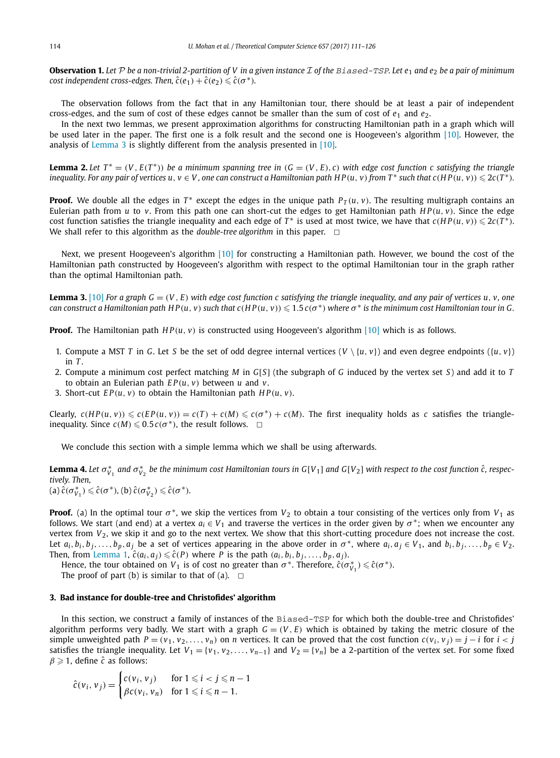**Observation 1.** *Let $\mathcal{P}$ be a non-trivial 2-partition of $V$ in a given instance $\mathcal{I}$ of the* `Biased-TSP`*. Let $e_1$ and $e_2$ be a pair of minimum cost independent cross-edges. Then, $\hat{c}(e_1) + \hat{c}(e_2) \leqslant \hat{c}(\sigma^*)$.*

The observation follows from the fact that in any Hamiltonian tour, there should be at least a pair of independent cross-edges, and the sum of cost of these edges cannot be smaller than the sum of cost of $e_1$ and $e_2$.

In the next two lemmas, we present approximation algorithms for constructing Hamiltonian path in a graph which will be used later in the paper. The first one is a folk result and the second one is Hoogeveen's algorithm [10]. However, the analysis of Lemma 3 is slightly different from the analysis presented in [10].

**Lemma 2.** *Let $T^* = (V, E(T^*))$ be a minimum spanning tree in $(G = (V, E), c)$ with edge cost function $c$ satisfying the triangle inequality. For any pair of vertices $u, v \in V$, one can construct a Hamiltonian path $HP(u, v)$ from $T^*$ such that $c(HP(u, v)) \leqslant 2c(T^*)$.*

**Proof.** We double all the edges in $T^*$ except the edges in the unique path $P_T(u, v)$. The resulting multigraph contains an Eulerian path from $u$ to $v$. From this path one can short-cut the edges to get Hamiltonian path $HP(u, v)$. Since the edge cost function satisfies the triangle inequality and each edge of $T^*$ is used at most twice, we have that $c(HP(u, v)) \leqslant 2c(T^*)$. We shall refer to this algorithm as the *double-tree algorithm* in this paper. $\square$

Next, we present Hoogeveen's algorithm [10] for constructing a Hamiltonian path. However, we bound the cost of the Hamiltonian path constructed by Hoogeveen's algorithm with respect to the optimal Hamiltonian tour in the graph rather than the optimal Hamiltonian path.

**Lemma 3.** [10] *For a graph $G = (V, E)$ with edge cost function $c$ satisfying the triangle inequality, and any pair of vertices $u, v$, one can construct a Hamiltonian path $HP(u, v)$ such that $c(HP(u, v)) \leqslant 1.5\, c(\sigma^*)$ where $\sigma^*$ is the minimum cost Hamiltonian tour in $G$.*

**Proof.** The Hamiltonian path $HP(u, v)$ is constructed using Hoogeveen's algorithm [10] which is as follows.

1. Compute a MST $T$ in $G$. Let $S$ be the set of odd degree internal vertices ($V \setminus \{u, v\}$) and even degree endpoints ($\{u, v\}$) in $T$.
2. Compute a minimum cost perfect matching $M$ in $G[S]$ (the subgraph of $G$ induced by the vertex set $S$) and add it to $T$ to obtain an Eulerian path $EP(u, v)$ between $u$ and $v$.
3. Short-cut $EP(u, v)$ to obtain the Hamiltonian path $HP(u, v)$.

Clearly, $c(HP(u, v)) \leqslant c(EP(u, v)) = c(T) + c(M) \leqslant c(\sigma^*) + c(M)$. The first inequality holds as $c$ satisfies the triangle-inequality. Since $c(M) \leqslant 0.5\, c(\sigma^*)$, the result follows. $\square$

We conclude this section with a simple lemma which we shall be using afterwards.

**Lemma 4.** *Let $\sigma^*_{V_1}$ and $\sigma^*_{V_2}$ be the minimum cost Hamiltonian tours in $G[V_1]$ and $G[V_2]$ with respect to the cost function $\hat{c}$, respectively. Then,*
(a) $\hat{c}(\sigma^*_{V_1}) \leqslant \hat{c}(\sigma^*)$, (b) $\hat{c}(\sigma^*_{V_2}) \leqslant \hat{c}(\sigma^*)$.

**Proof.** (a) In the optimal tour $\sigma^*$, we skip the vertices from $V_2$ to obtain a tour consisting of the vertices only from $V_1$ as follows. We start (and end) at a vertex $a_i \in V_1$ and traverse the vertices in the order given by $\sigma^*$; when we encounter any vertex from $V_2$, we skip it and go to the next vertex. We show that this short-cutting procedure does not increase the cost. Let $a_i, b_i, b_j, \dots, b_p, a_j$ be a set of vertices appearing in the above order in $\sigma^*$, where $a_i, a_j \in V_1$, and $b_i, b_j, \dots, b_p \in V_2$. Then, from Lemma 1, $\hat{c}(a_i, a_j) \leqslant \hat{c}(P)$ where $P$ is the path $(a_i, b_i, b_j, \dots, b_p, a_j)$.

Hence, the tour obtained on $V_1$ is of cost no greater than $\sigma^*$. Therefore, $\hat{c}(\sigma^*_{V_1}) \leqslant \hat{c}(\sigma^*)$.

The proof of part (b) is similar to that of (a). $\square$

## 3. Bad instance for double-tree and Christofides' algorithm

In this section, we construct a family of instances of the `Biased-TSP` for which both the double-tree and Christofides' algorithm performs very badly. We start with a graph $G = (V, E)$ which is obtained by taking the metric closure of the simple unweighted path $P = (v_1, v_2, \dots, v_n)$ on $n$ vertices. It can be proved that the cost function $c(v_i, v_j) = j - i$ for $i < j$ satisfies the triangle inequality. Let $V_1 = \{v_1, v_2, \dots, v_{n-1}\}$ and $V_2 = \{v_n\}$ be a 2-partition of the vertex set. For some fixed $\beta \geqslant 1$, define $\hat{c}$ as follows:

$$\hat{c}(v_i, v_j) = \begin{cases} c(v_i, v_j) & \text{for } 1 \leqslant i < j \leqslant n-1 \\ \beta c(v_i, v_n) & \text{for } 1 \leqslant i \leqslant n-1. \end{cases}$$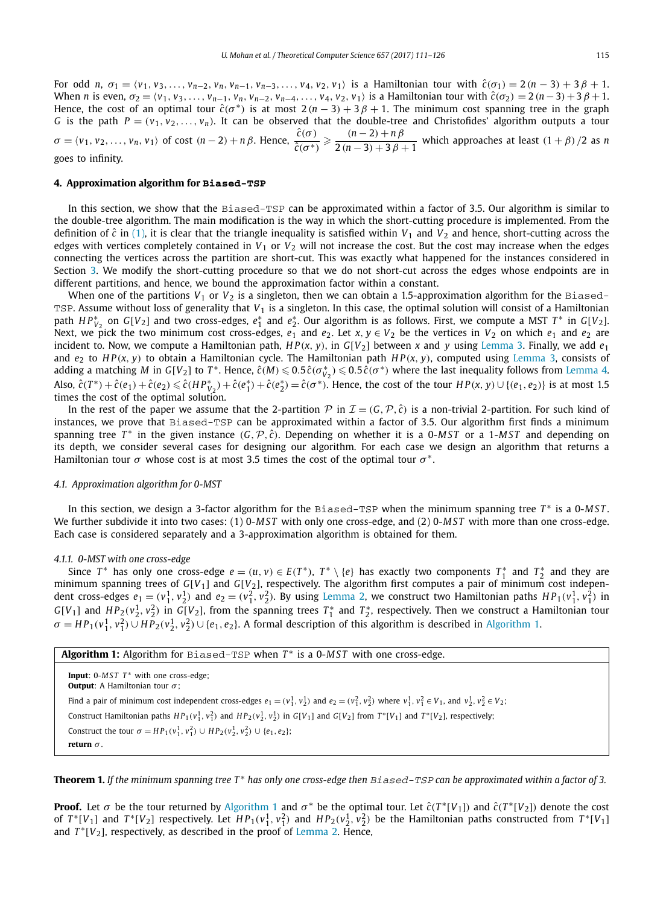For odd $n$, $\sigma_1 = \langle v_1, v_3, \ldots, v_{n-2}, v_n, v_{n-1}, v_{n-3}, \ldots, v_4, v_2, v_1 \rangle$ is a Hamiltonian tour with $\hat{c}(\sigma_1) = 2(n-3) + 3\beta + 1$. When $n$ is even, $\sigma_2 = \langle v_1, v_3, \ldots, v_{n-1}, v_n, v_{n-2}, v_{n-4}, \ldots, v_4, v_2, v_1 \rangle$ is a Hamiltonian tour with $\hat{c}(\sigma_2) = 2(n-3) + 3\beta + 1$. Hence, the cost of an optimal tour $\hat{c}(\sigma^*)$ is at most $2(n-3) + 3\beta + 1$. The minimum cost spanning tree in the graph $G$ is the path $P = (v_1, v_2, \ldots, v_n)$. It can be observed that the double-tree and Christofides' algorithm outputs a tour $\sigma = \langle v_1, v_2, \ldots, v_n, v_1 \rangle$ of cost $(n-2) + n\beta$. Hence, $\dfrac{\hat{c}(\sigma)}{\hat{c}(\sigma^*)} \geqslant \dfrac{(n-2) + n\beta}{2(n-3) + 3\beta + 1}$ which approaches at least $(1+\beta)/2$ as $n$ goes to infinity.

## 4. Approximation algorithm for Biased-TSP

In this section, we show that the Biased-TSP can be approximated within a factor of 3.5. Our algorithm is similar to the double-tree algorithm. The main modification is the way in which the short-cutting procedure is implemented. From the definition of $\hat{c}$ in (1), it is clear that the triangle inequality is satisfied within $V_1$ and $V_2$ and hence, short-cutting across the edges with vertices completely contained in $V_1$ or $V_2$ will not increase the cost. But the cost may increase when the edges connecting the vertices across the partition are short-cut. This was exactly what happened for the instances considered in Section 3. We modify the short-cutting procedure so that we do not short-cut across the edges whose endpoints are in different partitions, and hence, we bound the approximation factor within a constant.

When one of the partitions $V_1$ or $V_2$ is a singleton, then we can obtain a 1.5-approximation algorithm for the Biased-TSP. Assume without loss of generality that $V_1$ is a singleton. In this case, the optimal solution will consist of a Hamiltonian path $HP^*_{V_2}$ on $G[V_2]$ and two cross-edges, $e^*_1$ and $e^*_2$. Our algorithm is as follows. First, we compute a MST $T^*$ in $G[V_2]$. Next, we pick the two minimum cost cross-edges, $e_1$ and $e_2$. Let $x, y \in V_2$ be the vertices in $V_2$ on which $e_1$ and $e_2$ are incident to. Now, we compute a Hamiltonian path, $HP(x, y)$, in $G[V_2]$ between $x$ and $y$ using Lemma 3. Finally, we add $e_1$ and $e_2$ to $HP(x, y)$ to obtain a Hamiltonian cycle. The Hamiltonian path $HP(x, y)$, computed using Lemma 3, consists of adding a matching $M$ in $G[V_2]$ to $T^*$. Hence, $\hat{c}(M) \leqslant 0.5\,\hat{c}(\sigma^*_{V_2}) \leqslant 0.5\,\hat{c}(\sigma^*)$ where the last inequality follows from Lemma 4. Also, $\hat{c}(T^*) + \hat{c}(e_1) + \hat{c}(e_2) \leqslant \hat{c}(HP^*_{V_2}) + \hat{c}(e^*_1) + \hat{c}(e^*_2) = \hat{c}(\sigma^*)$. Hence, the cost of the tour $HP(x, y) \cup \{(e_1, e_2)\}$ is at most 1.5 times the cost of the optimal solution.

In the rest of the paper we assume that the 2-partition $\mathcal{P}$ in $\mathcal{I} = (G, \mathcal{P}, \hat{c})$ is a non-trivial 2-partition. For such kind of instances, we prove that Biased-TSP can be approximated within a factor of 3.5. Our algorithm first finds a minimum spanning tree $T^*$ in the given instance $(G, \mathcal{P}, \hat{c})$. Depending on whether it is a 0-*MST* or a 1-*MST* and depending on its depth, we consider several cases for designing our algorithm. For each case we design an algorithm that returns a Hamiltonian tour $\sigma$ whose cost is at most 3.5 times the cost of the optimal tour $\sigma^*$.

### 4.1. Approximation algorithm for 0-MST

In this section, we design a 3-factor algorithm for the Biased-TSP when the minimum spanning tree $T^*$ is a 0-*MST*. We further subdivide it into two cases: (1) 0-*MST* with only one cross-edge, and (2) 0-*MST* with more than one cross-edge. Each case is considered separately and a 3-approximation algorithm is obtained for them.

#### 4.1.1. 0-MST with one cross-edge

Since $T^*$ has only one cross-edge $e = (u, v) \in E(T^*)$, $T^* \setminus \{e\}$ has exactly two components $T^*_1$ and $T^*_2$ and they are minimum spanning trees of $G[V_1]$ and $G[V_2]$, respectively. The algorithm first computes a pair of minimum cost independent cross-edges $e_1 = (v^1_1, v^1_2)$ and $e_2 = (v^2_1, v^2_2)$. By using Lemma 2, we construct two Hamiltonian paths $HP_1(v^1_1, v^2_1)$ in $G[V_1]$ and $HP_2(v^1_2, v^2_2)$ in $G[V_2]$, from the spanning trees $T^*_1$ and $T^*_2$, respectively. Then we construct a Hamiltonian tour $\sigma = HP_1(v^1_1, v^2_1) \cup HP_2(v^1_2, v^2_2) \cup \{e_1, e_2\}$. A formal description of this algorithm is described in Algorithm 1.

---

**Algorithm 1:** Algorithm for Biased-TSP when $T^*$ is a 0-*MST* with one cross-edge.

**Input**: 0-*MST* $T^*$ with one cross-edge;
**Output**: A Hamiltonian tour $\sigma$;

Find a pair of minimum cost independent cross-edges $e_1 = (v^1_1, v^1_2)$ and $e_2 = (v^2_1, v^2_2)$ where $v^1_1, v^2_1 \in V_1$, and $v^1_2, v^2_2 \in V_2$;

Construct Hamiltonian paths $HP_1(v^1_1, v^2_1)$ and $HP_2(v^1_2, v^2_2)$ in $G[V_1]$ and $G[V_2]$ from $T^*[V_1]$ and $T^*[V_2]$, respectively;

Construct the tour $\sigma = HP_1(v^1_1, v^2_1) \cup HP_2(v^1_2, v^2_2) \cup \{e_1, e_2\}$;

**return** $\sigma$.

---

**Theorem 1.** *If the minimum spanning tree $T^*$ has only one cross-edge then Biased-TSP can be approximated within a factor of 3.*

**Proof.** Let $\sigma$ be the tour returned by Algorithm 1 and $\sigma^*$ be the optimal tour. Let $\hat{c}(T^*[V_1])$ and $\hat{c}(T^*[V_2])$ denote the cost of $T^*[V_1]$ and $T^*[V_2]$ respectively. Let $HP_1(v^1_1, v^2_1)$ and $HP_2(v^1_2, v^2_2)$ be the Hamiltonian paths constructed from $T^*[V_1]$ and $T^*[V_2]$, respectively, as described in the proof of Lemma 2. Hence,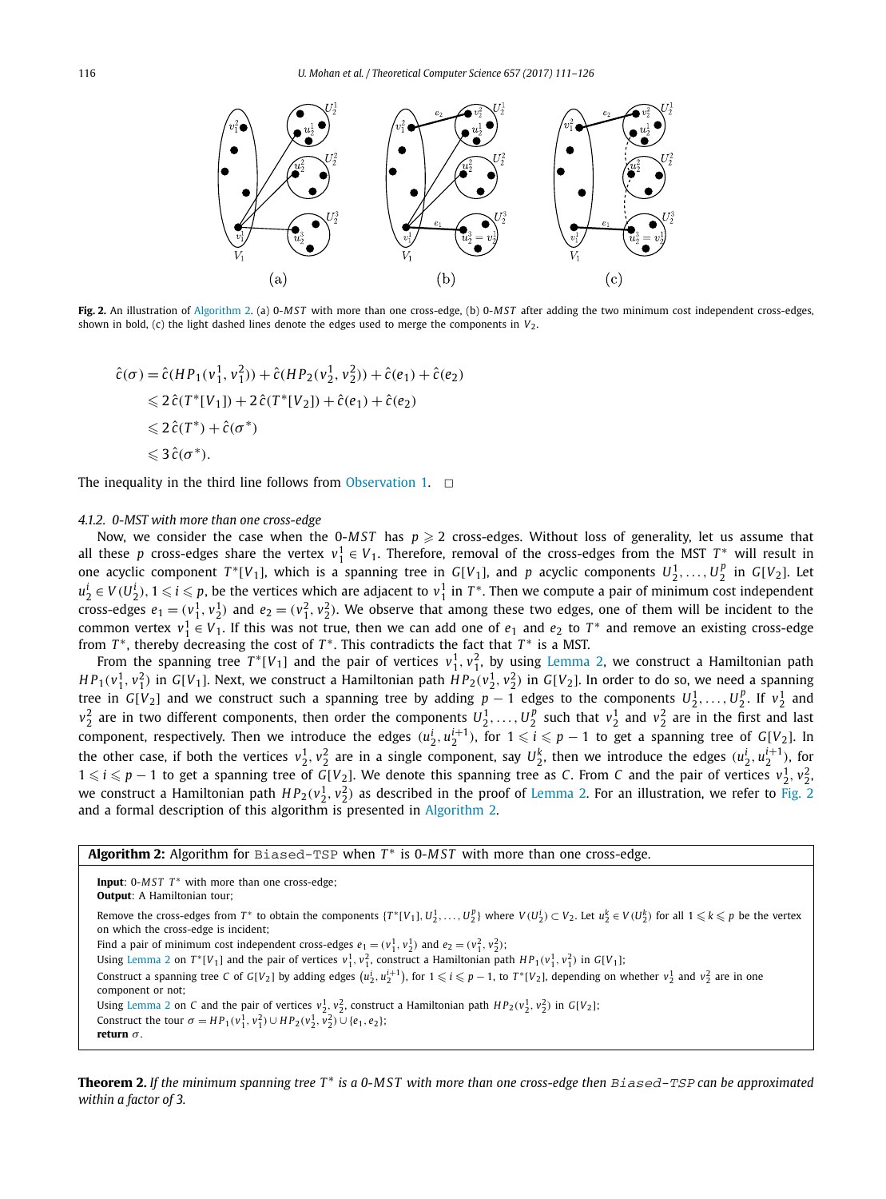**Fig. 2.** An illustration of Algorithm 2. (a) 0-*MST* with more than one cross-edge, (b) 0-*MST* after adding the two minimum cost independent cross-edges, shown in bold, (c) the light dashed lines denote the edges used to merge the components in $V_2$.

$$
\begin{aligned}
\hat{c}(\sigma) &= \hat{c}(HP_1(v_1^1, v_1^2)) + \hat{c}(HP_2(v_2^1, v_2^2)) + \hat{c}(e_1) + \hat{c}(e_2) \\
&\leqslant 2\,\hat{c}(T^*[V_1]) + 2\,\hat{c}(T^*[V_2]) + \hat{c}(e_1) + \hat{c}(e_2) \\
&\leqslant 2\,\hat{c}(T^*) + \hat{c}(\sigma^*) \\
&\leqslant 3\,\hat{c}(\sigma^*).
\end{aligned}
$$

The inequality in the third line follows from Observation 1. □

#### 4.1.2. 0-MST with more than one cross-edge

Now, we consider the case when the 0-*MST* has $p \geqslant 2$ cross-edges. Without loss of generality, let us assume that all these $p$ cross-edges share the vertex $v_1^1 \in V_1$. Therefore, removal of the cross-edges from the MST $T^*$ will result in one acyclic component $T^*[V_1]$, which is a spanning tree in $G[V_1]$, and $p$ acyclic components $U_2^1, \ldots, U_2^p$ in $G[V_2]$. Let $u_2^i \in V(U_2^i)$, $1 \leqslant i \leqslant p$, be the vertices which are adjacent to $v_1^1$ in $T^*$. Then we compute a pair of minimum cost independent cross-edges $e_1 = (v_1^1, v_2^1)$ and $e_2 = (v_1^2, v_2^2)$. We observe that among these two edges, one of them will be incident to the common vertex $v_1^1 \in V_1$. If this was not true, then we can add one of $e_1$ and $e_2$ to $T^*$ and remove an existing cross-edge from $T^*$, thereby decreasing the cost of $T^*$. This contradicts the fact that $T^*$ is a MST.

From the spanning tree $T^*[V_1]$ and the pair of vertices $v_1^1, v_1^2$, by using Lemma 2, we construct a Hamiltonian path $HP_1(v_1^1, v_1^2)$ in $G[V_1]$. Next, we construct a Hamiltonian path $HP_2(v_2^1, v_2^2)$ in $G[V_2]$. In order to do so, we need a spanning tree in $G[V_2]$ and we construct such a spanning tree by adding $p-1$ edges to the components $U_2^1, \ldots, U_2^p$. If $v_2^1$ and $v_2^2$ are in two different components, then order the components $U_2^1, \ldots, U_2^p$ such that $v_2^1$ and $v_2^2$ are in the first and last component, respectively. Then we introduce the edges $(u_2^i, u_2^{i+1})$, for $1 \leqslant i \leqslant p-1$ to get a spanning tree of $G[V_2]$. In the other case, if both the vertices $v_2^1, v_2^2$ are in a single component, say $U_2^k$, then we introduce the edges $(u_2^i, u_2^{i+1})$, for $1 \leqslant i \leqslant p-1$ to get a spanning tree of $G[V_2]$. We denote this spanning tree as $C$. From $C$ and the pair of vertices $v_2^1, v_2^2$, we construct a Hamiltonian path $HP_2(v_2^1, v_2^2)$ as described in the proof of Lemma 2. For an illustration, we refer to Fig. 2 and a formal description of this algorithm is presented in Algorithm 2.

```
Algorithm 2: Algorithm for Biased-TSP when T* is 0-MST with more than one cross-edge.

Input: 0-MST T* with more than one cross-edge;
Output: A Hamiltonian tour;
Remove the cross-edges from T* to obtain the components {T*[V1], U2^1, ..., U2^p} where V(U2^i) ⊂ V2. Let u2^k ∈ V(U2^k) for all 1 ⩽ k ⩽ p be the vertex
on which the cross-edge is incident;
Find a pair of minimum cost independent cross-edges e1 = (v1^1, v2^1) and e2 = (v1^2, v2^2);
Using Lemma 2 on T*[V1] and the pair of vertices v1^1, v1^2, construct a Hamiltonian path HP1(v1^1, v1^2) in G[V1];
Construct a spanning tree C of G[V2] by adding edges (u2^i, u2^(i+1)), for 1 ⩽ i ⩽ p − 1, to T*[V2], depending on whether v2^1 and v2^2 are in one
component or not;
Using Lemma 2 on C and the pair of vertices v2^1, v2^2, construct a Hamiltonian path HP2(v2^1, v2^2) in G[V2];
Construct the tour σ = HP1(v1^1, v1^2) ∪ HP2(v2^1, v2^2) ∪ {e1, e2};
return σ.
```

**Theorem 2.** *If the minimum spanning tree $T^*$ is a 0-MST with more than one cross-edge then* Biased-TSP *can be approximated within a factor of 3.*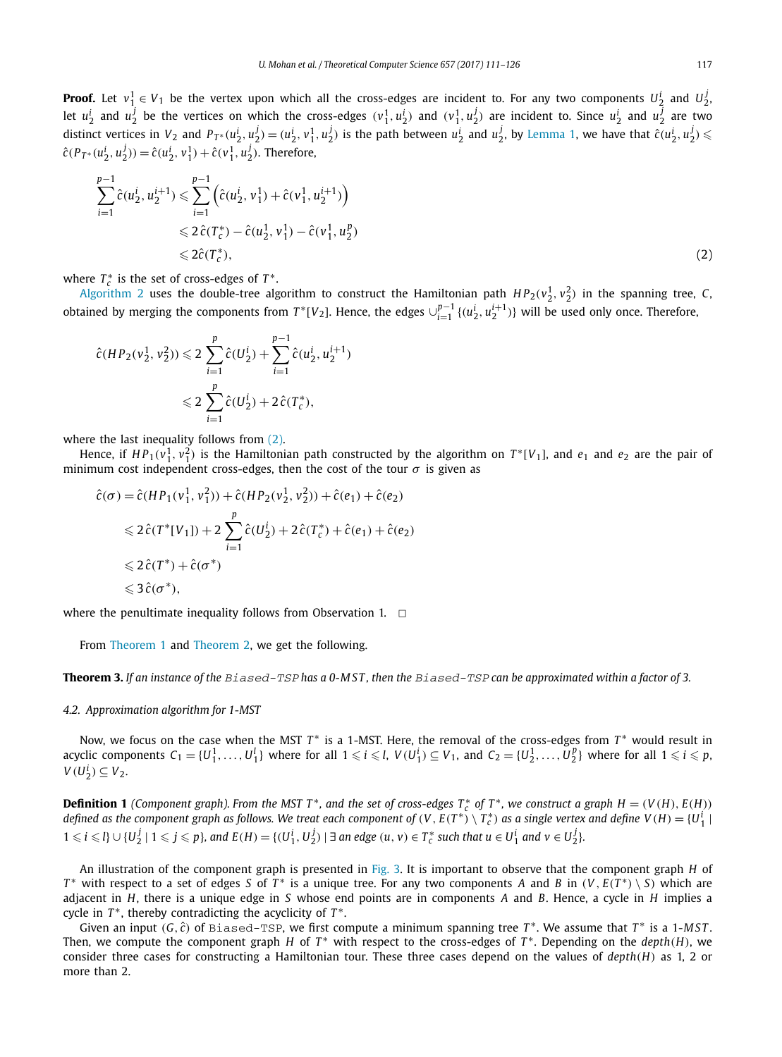**Proof.** Let $v_1^1 \in V_1$ be the vertex upon which all the cross-edges are incident to. For any two components $U_2^i$ and $U_2^j$, let $u_2^i$ and $u_2^j$ be the vertices on which the cross-edges $(v_1^1, u_2^i)$ and $(v_1^1, u_2^j)$ are incident to. Since $u_2^i$ and $u_2^j$ are two distinct vertices in $V_2$ and $P_{T^*}(u_2^i, u_2^j) = (u_2^i, v_1^1, u_2^j)$ is the path between $u_2^i$ and $u_2^j$, by Lemma 1, we have that $\hat{c}(u_2^i, u_2^j) \leqslant \hat{c}(P_{T^*}(u_2^i, u_2^j)) = \hat{c}(u_2^i, v_1^1) + \hat{c}(v_1^1, u_2^j)$. Therefore,

$$
\begin{aligned}
\sum_{i=1}^{p-1} \hat{c}(u_2^i, u_2^{i+1}) &\leqslant \sum_{i=1}^{p-1} \left(\hat{c}(u_2^i, v_1^1) + \hat{c}(v_1^1, u_2^{i+1})\right) \\
&\leqslant 2\,\hat{c}(T_c^*) - \hat{c}(u_2^1, v_1^1) - \hat{c}(v_1^1, u_2^p) \\
&\leqslant 2\hat{c}(T_c^*),
\end{aligned} \tag{2}
$$

where $T_c^*$ is the set of cross-edges of $T^*$.

Algorithm 2 uses the double-tree algorithm to construct the Hamiltonian path $HP_2(v_2^1, v_2^2)$ in the spanning tree, $C$, obtained by merging the components from $T^*[V_2]$. Hence, the edges $\cup_{i=1}^{p-1}\{(u_2^i, u_2^{i+1})\}$ will be used only once. Therefore,

$$
\begin{aligned}
\hat{c}(HP_2(v_2^1, v_2^2)) &\leqslant 2\sum_{i=1}^{p} \hat{c}(U_2^i) + \sum_{i=1}^{p-1} \hat{c}(u_2^i, u_2^{i+1}) \\
&\leqslant 2\sum_{i=1}^{p} \hat{c}(U_2^i) + 2\,\hat{c}(T_c^*),
\end{aligned}
$$

where the last inequality follows from (2).

Hence, if $HP_1(v_1^1, v_1^2)$ is the Hamiltonian path constructed by the algorithm on $T^*[V_1]$, and $e_1$ and $e_2$ are the pair of minimum cost independent cross-edges, then the cost of the tour $\sigma$ is given as

$$
\begin{aligned}
\hat{c}(\sigma) &= \hat{c}(HP_1(v_1^1, v_1^2)) + \hat{c}(HP_2(v_2^1, v_2^2)) + \hat{c}(e_1) + \hat{c}(e_2) \\
&\leqslant 2\,\hat{c}(T^*[V_1]) + 2\sum_{i=1}^{p} \hat{c}(U_2^i) + 2\,\hat{c}(T_c^*) + \hat{c}(e_1) + \hat{c}(e_2) \\
&\leqslant 2\,\hat{c}(T^*) + \hat{c}(\sigma^*) \\
&\leqslant 3\,\hat{c}(\sigma^*),
\end{aligned}
$$

where the penultimate inequality follows from Observation 1. $\square$

From Theorem 1 and Theorem 2, we get the following.

**Theorem 3.** *If an instance of the* `Biased-TSP` *has a 0-MST, then the* `Biased-TSP` *can be approximated within a factor of 3.*

### 4.2. Approximation algorithm for 1-MST

Now, we focus on the case when the MST $T^*$ is a 1-MST. Here, the removal of the cross-edges from $T^*$ would result in acyclic components $C_1 = \{U_1^1, \ldots, U_1^l\}$ where for all $1 \leqslant i \leqslant l$, $V(U_1^i) \subseteq V_1$, and $C_2 = \{U_2^1, \ldots, U_2^p\}$ where for all $1 \leqslant i \leqslant p$, $V(U_2^i) \subseteq V_2$.

**Definition 1** *(Component graph). From the MST $T^*$, and the set of cross-edges $T_c^*$ of $T^*$, we construct a graph $H = (V(H), E(H))$ defined as the component graph as follows. We treat each component of $(V, E(T^*) \setminus T_c^*)$ as a single vertex and define $V(H) = \{U_1^i \mid 1 \leqslant i \leqslant l\} \cup \{U_2^j \mid 1 \leqslant j \leqslant p\}$, and $E(H) = \{(U_1^i, U_2^j) \mid \exists$ an edge $(u, v) \in T_c^*$ such that $u \in U_1^i$ and $v \in U_2^j\}$.*

An illustration of the component graph is presented in Fig. 3. It is important to observe that the component graph $H$ of $T^*$ with respect to a set of edges $S$ of $T^*$ is a unique tree. For any two components $A$ and $B$ in $(V, E(T^*) \setminus S)$ which are adjacent in $H$, there is a unique edge in $S$ whose end points are in components $A$ and $B$. Hence, a cycle in $H$ implies a cycle in $T^*$, thereby contradicting the acyclicity of $T^*$.

Given an input $(G, \hat{c})$ of `Biased-TSP`, we first compute a minimum spanning tree $T^*$. We assume that $T^*$ is a 1-*MST*. Then, we compute the component graph $H$ of $T^*$ with respect to the cross-edges of $T^*$. Depending on the *depth*$(H)$, we consider three cases for constructing a Hamiltonian tour. These three cases depend on the values of *depth*$(H)$ as 1, 2 or more than 2.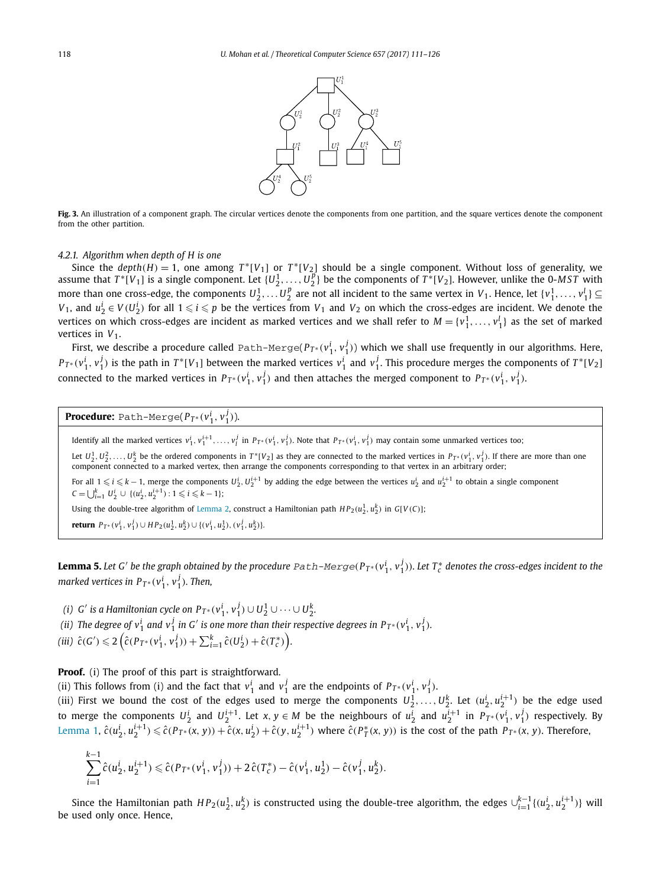**Fig. 3.** An illustration of a component graph. The circular vertices denote the components from one partition, and the square vertices denote the component from the other partition.

#### 4.2.1. Algorithm when depth of H is one

Since the $depth(H) = 1$, one among $T^*[V_1]$ or $T^*[V_2]$ should be a single component. Without loss of generality, we assume that $T^*[V_1]$ is a single component. Let $\{U_2^1, \ldots, U_2^p\}$ be the components of $T^*[V_2]$. However, unlike the 0-*MST* with more than one cross-edge, the components $U_2^1, \ldots U_2^p$ are not all incident to the same vertex in $V_1$. Hence, let $\{v_1^1, \ldots, v_1^l\} \subseteq V_1$, and $u_2^i \in V(U_2^i)$ for all $1 \leqslant i \leqslant p$ be the vertices from $V_1$ and $V_2$ on which the cross-edges are incident. We denote the vertices on which cross-edges are incident as marked vertices and we shall refer to $M = \{v_1^1, \ldots, v_1^l\}$ as the set of marked vertices in $V_1$.

First, we describe a procedure called Path-Merge($P_{T^*}(v_1^i, v_1^j)$) which we shall use frequently in our algorithms. Here, $P_{T^*}(v_1^i, v_1^j)$ is the path in $T^*[V_1]$ between the marked vertices $v_1^i$ and $v_1^j$. This procedure merges the components of $T^*[V_2]$ connected to the marked vertices in $P_{T^*}(v_1^i, v_1^j)$ and then attaches the merged component to $P_{T^*}(v_1^i, v_1^j)$.

**Procedure:** Path-Merge($P_{T^*}(v_1^i, v_1^j)$).

Identify all the marked vertices $v_1^i, v_1^{i+1}, \ldots, v_1^j$ in $P_{T^*}(v_1^i, v_1^j)$. Note that $P_{T^*}(v_1^i, v_1^j)$ may contain some unmarked vertices too;

Let $U_2^1, U_2^2, \ldots, U_2^k$ be the ordered components in $T^*[V_2]$ as they are connected to the marked vertices in $P_{T^*}(v_1^i, v_1^j)$. If there are more than one component connected to a marked vertex, then arrange the components corresponding to that vertex in an arbitrary order;

For all $1 \leqslant i \leqslant k-1$, merge the components $U_2^i, U_2^{i+1}$ by adding the edge between the vertices $u_2^i$ and $u_2^{i+1}$ to obtain a single component $C = \bigcup_{i=1}^k U_2^i \cup \{(u_2^i, u_2^{i+1}) : 1 \leqslant i \leqslant k-1\}$;

Using the double-tree algorithm of Lemma 2, construct a Hamiltonian path $HP_2(u_2^1, u_2^k)$ in $G[V(C)]$;

**return** $P_{T^*}(v_1^i, v_1^j) \cup HP_2(u_2^1, u_2^k) \cup \{(v_1^i, u_2^1), (v_1^j, u_2^k)\}$.

**Lemma 5.** *Let $G'$ be the graph obtained by the procedure* Path-Merge($P_{T^*}(v_1^i, v_1^j)$). *Let $T_c^*$ denotes the cross-edges incident to the marked vertices in $P_{T^*}(v_1^i, v_1^j)$. Then,*

*(i) $G'$ is a Hamiltonian cycle on $P_{T^*}(v_1^i, v_1^j) \cup U_2^1 \cup \cdots \cup U_2^k$.*
*(ii) The degree of $v_1^i$ and $v_1^j$ in $G'$ is one more than their respective degrees in $P_{T^*}(v_1^i, v_1^j)$.*
*(iii) $\hat{c}(G') \leqslant 2\left(\hat{c}(P_{T^*}(v_1^i, v_1^j)) + \sum_{i=1}^k \hat{c}(U_2^i) + \hat{c}(T_c^*)\right)$.*

**Proof.** (i) The proof of this part is straightforward.
(ii) This follows from (i) and the fact that $v_1^i$ and $v_1^j$ are the endpoints of $P_{T^*}(v_1^i, v_1^j)$.
(iii) First we bound the cost of the edges used to merge the components $U_2^1, \ldots, U_2^k$. Let $(u_2^i, u_2^{i+1})$ be the edge used to merge the components $U_2^i$ and $U_2^{i+1}$. Let $x, y \in M$ be the neighbours of $u_2^i$ and $u_2^{i+1}$ in $P_{T^*}(v_1^i, v_1^j)$ respectively. By Lemma 1, $\hat{c}(u_2^i, u_2^{i+1}) \leqslant \hat{c}(P_{T^*}(x, y)) + \hat{c}(x, u_2^i) + \hat{c}(y, u_2^{i+1})$ where $\hat{c}(P_T^*(x, y))$ is the cost of the path $P_{T^*}(x, y)$. Therefore,

$$\sum_{i=1}^{k-1} \hat{c}(u_2^i, u_2^{i+1}) \leqslant \hat{c}(P_{T^*}(v_1^i, v_1^j)) + 2\,\hat{c}(T_c^*) - \hat{c}(v_1^i, u_2^1) - \hat{c}(v_1^j, u_2^k).$$

Since the Hamiltonian path $HP_2(u_2^1, u_2^k)$ is constructed using the double-tree algorithm, the edges $\cup_{i=1}^{k-1}\{(u_2^i, u_2^{i+1})\}$ will be used only once. Hence,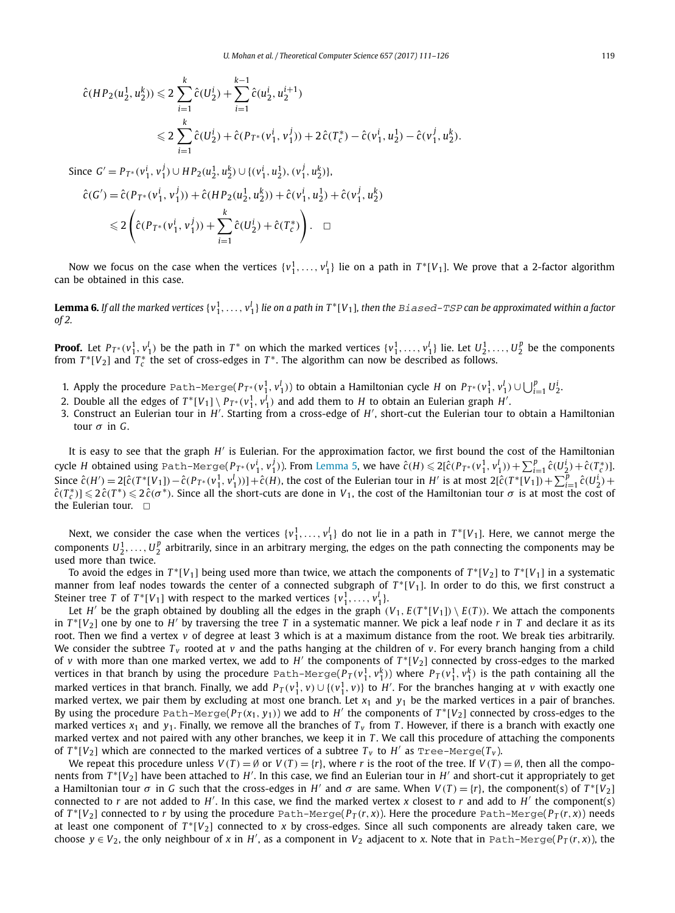$$\hat{c}(HP_2(u_2^1, u_2^k)) \leqslant 2\sum_{i=1}^{k} \hat{c}(U_2^i) + \sum_{i=1}^{k-1} \hat{c}(u_2^i, u_2^{i+1})$$

$$\leqslant 2\sum_{i=1}^{k} \hat{c}(U_2^i) + \hat{c}(P_{T^*}(v_1^i, v_1^j)) + 2\,\hat{c}(T_c^*) - \hat{c}(v_1^i, u_2^1) - \hat{c}(v_1^j, u_2^k).$$

Since $G' = P_{T^*}(v_1^i, v_1^j) \cup HP_2(u_2^1, u_2^k) \cup \{(v_1^i, u_2^1), (v_1^j, u_2^k)\}$,

$$\hat{c}(G') = \hat{c}(P_{T^*}(v_1^i, v_1^j)) + \hat{c}(HP_2(u_2^1, u_2^k)) + \hat{c}(v_1^i, u_2^1) + \hat{c}(v_1^j, u_2^k)$$

$$\leqslant 2\left(\hat{c}(P_{T^*}(v_1^i, v_1^j)) + \sum_{i=1}^{k} \hat{c}(U_2^i) + \hat{c}(T_c^*)\right). \quad \square$$

Now we focus on the case when the vertices $\{v_1^1, \ldots, v_1^l\}$ lie on a path in $T^*[V_1]$. We prove that a 2-factor algorithm can be obtained in this case.

**Lemma 6.** *If all the marked vertices $\{v_1^1, \ldots, v_1^l\}$ lie on a path in $T^*[V_1]$, then the* `Biased-TSP` *can be approximated within a factor of 2.*

**Proof.** Let $P_{T^*}(v_1^1, v_1^l)$ be the path in $T^*$ on which the marked vertices $\{v_1^1, \ldots, v_1^l\}$ lie. Let $U_2^1, \ldots, U_2^p$ be the components from $T^*[V_2]$ and $T_c^*$ the set of cross-edges in $T^*$. The algorithm can now be described as follows.

1. Apply the procedure `Path-Merge`$(P_{T^*}(v_1^1, v_1^l))$ to obtain a Hamiltonian cycle $H$ on $P_{T^*}(v_1^1, v_1^l) \cup \bigcup_{i=1}^{p} U_2^i$.
2. Double all the edges of $T^*[V_1] \setminus P_{T^*}(v_1^1, v_1^l)$ and add them to $H$ to obtain an Eulerian graph $H'$.
3. Construct an Eulerian tour in $H'$. Starting from a cross-edge of $H'$, short-cut the Eulerian tour to obtain a Hamiltonian tour $\sigma$ in $G$.

It is easy to see that the graph $H'$ is Eulerian. For the approximation factor, we first bound the cost of the Hamiltonian cycle $H$ obtained using `Path-Merge`$(P_{T^*}(v_1^i, v_1^j))$. From Lemma 5, we have $\hat{c}(H) \leqslant 2[\hat{c}(P_{T^*}(v_1^1, v_1^l)) + \sum_{i=1}^{p} \hat{c}(U_2^i) + \hat{c}(T_c^*)]$. Since $\hat{c}(H') = 2[\hat{c}(T^*[V_1]) - \hat{c}(P_{T^*}(v_1^1, v_1^l))] + \hat{c}(H)$, the cost of the Eulerian tour in $H'$ is at most $2[\hat{c}(T^*[V_1]) + \sum_{i=1}^{p} \hat{c}(U_2^i) + \hat{c}(T_c^*)] \leqslant 2\,\hat{c}(T^*) \leqslant 2\,\hat{c}(\sigma^*)$. Since all the short-cuts are done in $V_1$, the cost of the Hamiltonian tour $\sigma$ is at most the cost of the Eulerian tour. $\square$

Next, we consider the case when the vertices $\{v_1^1, \ldots, v_1^l\}$ do not lie in a path in $T^*[V_1]$. Here, we cannot merge the components $U_2^1, \ldots, U_2^p$ arbitrarily, since in an arbitrary merging, the edges on the path connecting the components may be used more than twice.

To avoid the edges in $T^*[V_1]$ being used more than twice, we attach the components of $T^*[V_2]$ to $T^*[V_1]$ in a systematic manner from leaf nodes towards the center of a connected subgraph of $T^*[V_1]$. In order to do this, we first construct a Steiner tree $T$ of $T^*[V_1]$ with respect to the marked vertices $\{v_1^1, \ldots, v_1^l\}$.

Let $H'$ be the graph obtained by doubling all the edges in the graph $(V_1, E(T^*[V_1]) \setminus E(T))$. We attach the components in $T^*[V_2]$ one by one to $H'$ by traversing the tree $T$ in a systematic manner. We pick a leaf node $r$ in $T$ and declare it as its root. Then we find a vertex $v$ of degree at least 3 which is at a maximum distance from the root. We break ties arbitrarily. We consider the subtree $T_v$ rooted at $v$ and the paths hanging at the children of $v$. For every branch hanging from a child of $v$ with more than one marked vertex, we add to $H'$ the components of $T^*[V_2]$ connected by cross-edges to the marked vertices in that branch by using the procedure `Path-Merge`$(P_T(v_1^1, v_1^k))$ where $P_T(v_1^1, v_1^k)$ is the path containing all the marked vertices in that branch. Finally, we add $P_T(v_1^1, v) \cup \{(v_1^1, v)\}$ to $H'$. For the branches hanging at $v$ with exactly one marked vertex, we pair them by excluding at most one branch. Let $x_1$ and $y_1$ be the marked vertices in a pair of branches. By using the procedure `Path-Merge`$(P_T(x_1, y_1))$ we add to $H'$ the components of $T^*[V_2]$ connected by cross-edges to the marked vertices $x_1$ and $y_1$. Finally, we remove all the branches of $T_v$ from $T$. However, if there is a branch with exactly one marked vertex and not paired with any other branches, we keep it in $T$. We call this procedure of attaching the components of $T^*[V_2]$ which are connected to the marked vertices of a subtree $T_v$ to $H'$ as `Tree-Merge`$(T_v)$.

We repeat this procedure unless $V(T) = \emptyset$ or $V(T) = \{r\}$, where $r$ is the root of the tree. If $V(T) = \emptyset$, then all the components from $T^*[V_2]$ have been attached to $H'$. In this case, we find an Eulerian tour in $H'$ and short-cut it appropriately to get a Hamiltonian tour $\sigma$ in $G$ such that the cross-edges in $H'$ and $\sigma$ are same. When $V(T) = \{r\}$, the component(s) of $T^*[V_2]$ connected to $r$ are not added to $H'$. In this case, we find the marked vertex $x$ closest to $r$ and add to $H'$ the component(s) of $T^*[V_2]$ connected to $r$ by using the procedure `Path-Merge`$(P_T(r, x))$. Here the procedure `Path-Merge`$(P_T(r, x))$ needs at least one component of $T^*[V_2]$ connected to $x$ by cross-edges. Since all such components are already taken care, we choose $y \in V_2$, the only neighbour of $x$ in $H'$, as a component in $V_2$ adjacent to $x$. Note that in `Path-Merge`$(P_T(r, x))$, the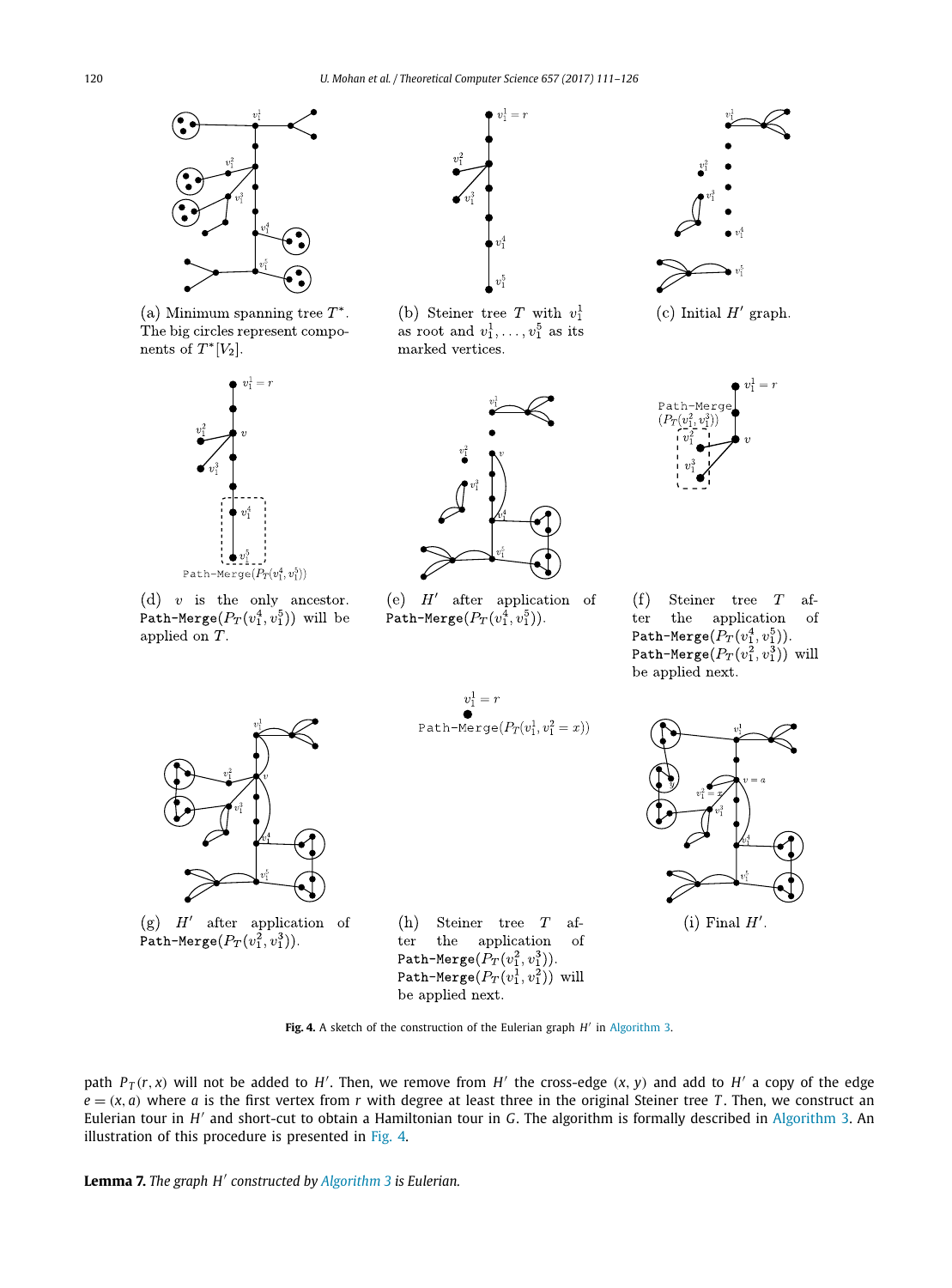(a) Minimum spanning tree $T^*$. The big circles represent components of $T^*[V_2]$.

(b) Steiner tree $T$ with $v_1^1$ as root and $v_1^1, \ldots, v_1^5$ as its marked vertices.

(c) Initial $H'$ graph.

(d) $v$ is the only ancestor. Path-Merge($P_T(v_1^4, v_1^5)$) will be applied on $T$.

(e) $H'$ after application of Path-Merge($P_T(v_1^4, v_1^5)$).

(f) Steiner tree $T$ after the application of Path-Merge($P_T(v_1^4, v_1^5)$). Path-Merge($P_T(v_1^2, v_1^3)$) will be applied next.

(g) $H'$ after application of Path-Merge($P_T(v_1^2, v_1^3)$).

(h) Steiner tree $T$ after the application of Path-Merge($P_T(v_1^2, v_1^3)$). Path-Merge($P_T(v_1^1, v_1^2)$) will be applied next.

(i) Final $H'$.

**Fig. 4.** A sketch of the construction of the Eulerian graph $H'$ in Algorithm 3.

path $P_T(r, x)$ will not be added to $H'$. Then, we remove from $H'$ the cross-edge $(x, y)$ and add to $H'$ a copy of the edge $e = (x, a)$ where $a$ is the first vertex from $r$ with degree at least three in the original Steiner tree $T$. Then, we construct an Eulerian tour in $H'$ and short-cut to obtain a Hamiltonian tour in $G$. The algorithm is formally described in Algorithm 3. An illustration of this procedure is presented in Fig. 4.

**Lemma 7.** *The graph $H'$ constructed by Algorithm 3 is Eulerian.*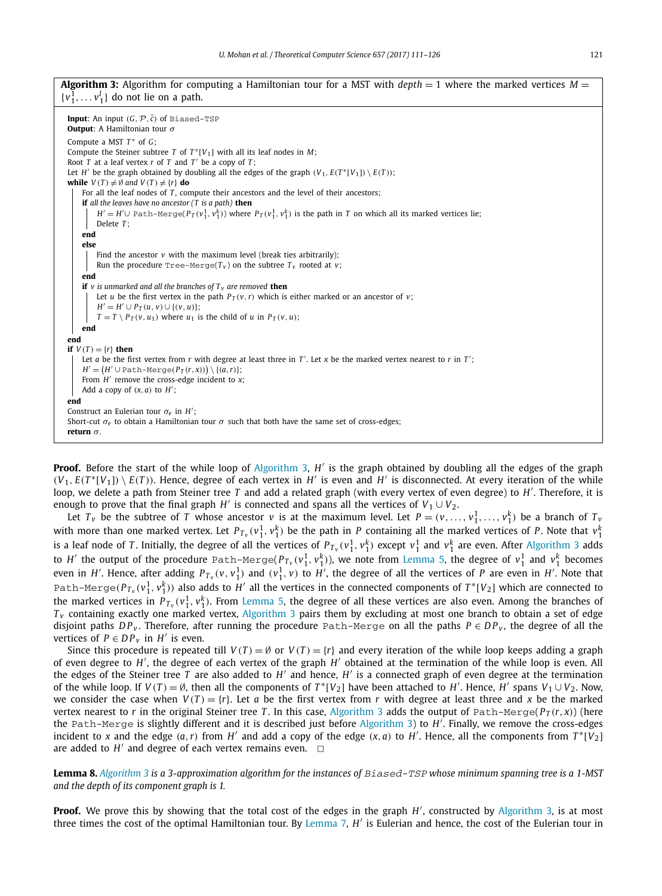**Algorithm 3:** Algorithm for computing a Hamiltonian tour for a MST with $depth = 1$ where the marked vertices $M = \{v_1^1, \dots v_1^l\}$ do not lie on a path.

```
Input: An input (G, P, ĉ) of Biased-TSP
Output: A Hamiltonian tour σ
Compute a MST T* of G;
Compute the Steiner subtree T of T*[V_1] with all its leaf nodes in M;
Root T at a leaf vertex r of T and T' be a copy of T;
Let H' be the graph obtained by doubling all the edges of the graph (V_1, E(T*[V_1]) \ E(T));
while V(T) ≠ ∅ and V(T) ≠ {r} do
    For all the leaf nodes of T, compute their ancestors and the level of their ancestors;
    if all the leaves have no ancestor (T is a path) then
        H' = H' ∪ Path-Merge(P_T(v_1^1, v_1^k)) where P_T(v_1^1, v_1^k) is the path in T on which all its marked vertices lie;
        Delete T;
    end
    else
        Find the ancestor v with the maximum level (break ties arbitrarily);
        Run the procedure Tree-Merge(T_v) on the subtree T_v rooted at v;
    end
    if v is unmarked and all the branches of T_v are removed then
        Let u be the first vertex in the path P_T(v, r) which is either marked or an ancestor of v;
        H' = H' ∪ P_T(u, v) ∪ {(v, u)};
        T = T \ P_T(v, u_1) where u_1 is the child of u in P_T(v, u);
    end
end
if V(T) = {r} then
    Let a be the first vertex from r with degree at least three in T'. Let x be the marked vertex nearest to r in T';
    H' = (H' ∪ Path-Merge(P_T(r, x))) \ {(a, r)};
    From H' remove the cross-edge incident to x;
    Add a copy of (x, a) to H';
end
Construct an Eulerian tour σ_e in H';
Short-cut σ_e to obtain a Hamiltonian tour σ such that both have the same set of cross-edges;
return σ.
```

**Proof.** Before the start of the while loop of Algorithm 3, $H'$ is the graph obtained by doubling all the edges of the graph $(V_1, E(T^*[V_1]) \setminus E(T))$. Hence, degree of each vertex in $H'$ is even and $H'$ is disconnected. At every iteration of the while loop, we delete a path from Steiner tree $T$ and add a related graph (with every vertex of even degree) to $H'$. Therefore, it is enough to prove that the final graph $H'$ is connected and spans all the vertices of $V_1 \cup V_2$.

Let $T_v$ be the subtree of $T$ whose ancestor $v$ is at the maximum level. Let $P = (v, \dots, v_1^1, \dots, v_1^k)$ be a branch of $T_v$ with more than one marked vertex. Let $P_{T_v}(v_1^1, v_1^k)$ be the path in $P$ containing all the marked vertices of $P$. Note that $v_1^k$ is a leaf node of $T$. Initially, the degree of all the vertices of $P_{T_v}(v_1^1, v_1^k)$ except $v_1^1$ and $v_1^k$ are even. After Algorithm 3 adds to $H'$ the output of the procedure $\texttt{Path-Merge}(P_{T_v}(v_1^1, v_1^k))$, we note from Lemma 5, the degree of $v_1^1$ and $v_1^k$ becomes even in $H'$. Hence, after adding $P_{T_v}(v, v_1^1)$ and $(v_1^1, v)$ to $H'$, the degree of all the vertices of $P$ are even in $H'$. Note that $\texttt{Path-Merge}(P_{T_v}(v_1^1, v_1^k))$ also adds to $H'$ all the vertices in the connected components of $T^*[V_2]$ which are connected to the marked vertices in $P_{T_v}(v_1^1, v_1^k)$. From Lemma 5, the degree of all these vertices are also even. Among the branches of $T_v$ containing exactly one marked vertex, Algorithm 3 pairs them by excluding at most one branch to obtain a set of edge disjoint paths $DP_v$. Therefore, after running the procedure Path-Merge on all the paths $P \in DP_v$, the degree of all the vertices of $P \in DP_v$ in $H'$ is even.

Since this procedure is repeated till $V(T) = \emptyset$ or $V(T) = \{r\}$ and every iteration of the while loop keeps adding a graph of even degree to $H'$, the degree of each vertex of the graph $H'$ obtained at the termination of the while loop is even. All the edges of the Steiner tree $T$ are also added to $H'$ and hence, $H'$ is a connected graph of even degree at the termination of the while loop. If $V(T) = \emptyset$, then all the components of $T^*[V_2]$ have been attached to $H'$. Hence, $H'$ spans $V_1 \cup V_2$. Now, we consider the case when $V(T) = \{r\}$. Let $a$ be the first vertex from $r$ with degree at least three and $x$ be the marked vertex nearest to $r$ in the original Steiner tree $T$. In this case, Algorithm 3 adds the output of $\texttt{Path-Merge}(P_T(r, x))$ (here the Path-Merge is slightly different and it is described just before Algorithm 3) to $H'$. Finally, we remove the cross-edges incident to $x$ and the edge $(a, r)$ from $H'$ and add a copy of the edge $(x, a)$ to $H'$. Hence, all the components from $T^*[V_2]$ are added to $H'$ and degree of each vertex remains even. $\square$

**Lemma 8.** *Algorithm 3 is a 3-approximation algorithm for the instances of Biased-TSP whose minimum spanning tree is a 1-MST and the depth of its component graph is 1.*

**Proof.** We prove this by showing that the total cost of the edges in the graph $H'$, constructed by Algorithm 3, is at most three times the cost of the optimal Hamiltonian tour. By Lemma 7, $H'$ is Eulerian and hence, the cost of the Eulerian tour in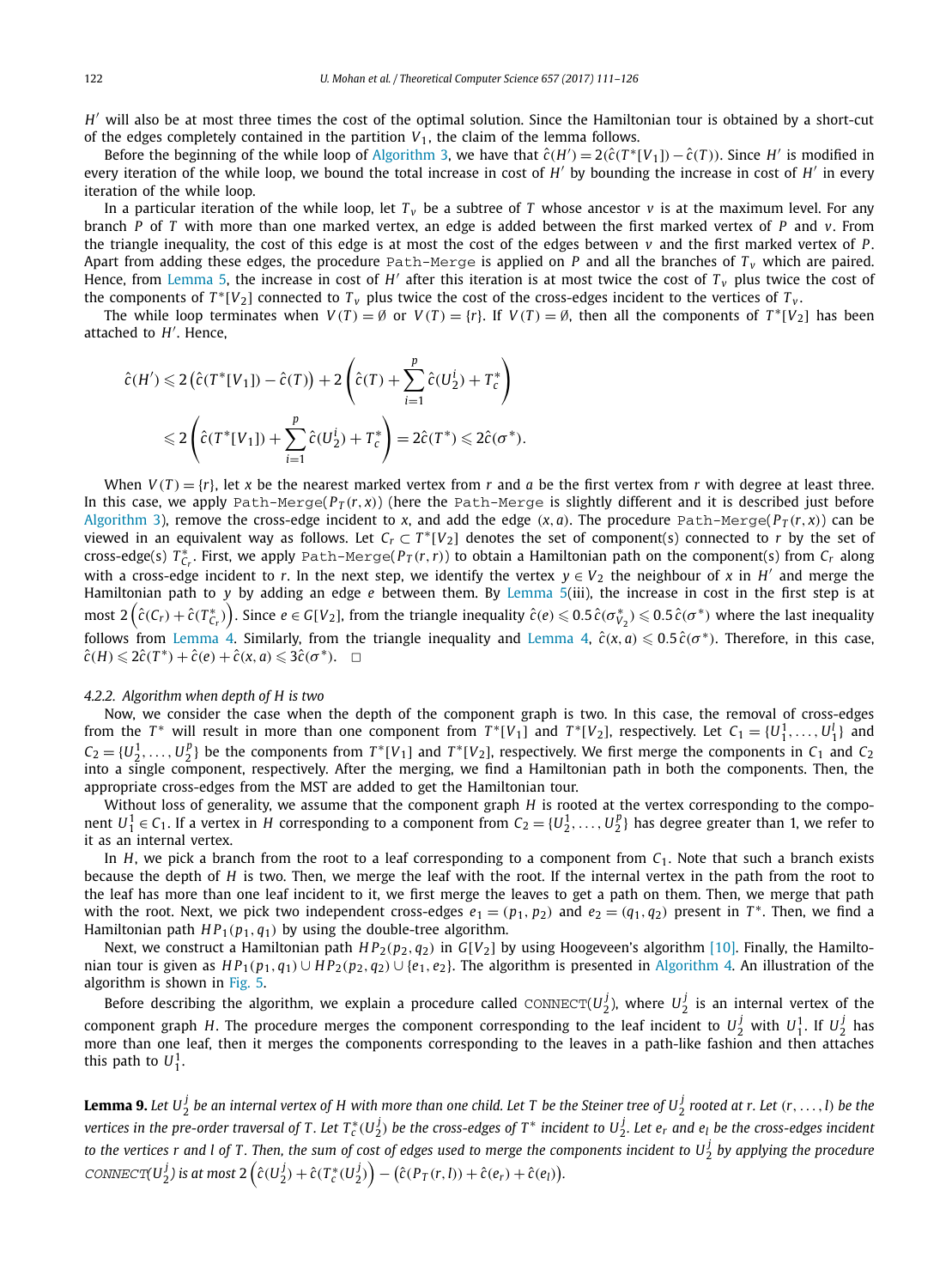$H'$ will also be at most three times the cost of the optimal solution. Since the Hamiltonian tour is obtained by a short-cut of the edges completely contained in the partition $V_1$, the claim of the lemma follows.

Before the beginning of the while loop of Algorithm 3, we have that $\hat{c}(H') = 2(\hat{c}(T^*[V_1]) - \hat{c}(T))$. Since $H'$ is modified in every iteration of the while loop, we bound the total increase in cost of $H'$ by bounding the increase in cost of $H'$ in every iteration of the while loop.

In a particular iteration of the while loop, let $T_v$ be a subtree of $T$ whose ancestor $v$ is at the maximum level. For any branch $P$ of $T$ with more than one marked vertex, an edge is added between the first marked vertex of $P$ and $v$. From the triangle inequality, the cost of this edge is at most the cost of the edges between $v$ and the first marked vertex of $P$. Apart from adding these edges, the procedure `Path-Merge` is applied on $P$ and all the branches of $T_v$ which are paired. Hence, from Lemma 5, the increase in cost of $H'$ after this iteration is at most twice the cost of $T_v$ plus twice the cost of the components of $T^*[V_2]$ connected to $T_v$ plus twice the cost of the cross-edges incident to the vertices of $T_v$.

The while loop terminates when $V(T) = \emptyset$ or $V(T) = \{r\}$. If $V(T) = \emptyset$, then all the components of $T^*[V_2]$ has been attached to $H'$. Hence,

$$\hat{c}(H') \leqslant 2\left(\hat{c}(T^*[V_1]) - \hat{c}(T)\right) + 2\left(\hat{c}(T) + \sum_{i=1}^{p} \hat{c}(U_2^i) + T_c^*\right)$$

$$\leqslant 2\left(\hat{c}(T^*[V_1]) + \sum_{i=1}^{p} \hat{c}(U_2^i) + T_c^*\right) = 2\hat{c}(T^*) \leqslant 2\hat{c}(\sigma^*).$$

When $V(T) = \{r\}$, let $x$ be the nearest marked vertex from $r$ and $a$ be the first vertex from $r$ with degree at least three. In this case, we apply `Path-Merge`$(P_T(r, x))$ (here the `Path-Merge` is slightly different and it is described just before Algorithm 3), remove the cross-edge incident to $x$, and add the edge $(x, a)$. The procedure `Path-Merge`$(P_T(r, x))$ can be viewed in an equivalent way as follows. Let $C_r \subset T^*[V_2]$ denotes the set of component(s) connected to $r$ by the set of cross-edge(s) $T^*_{C_r}$. First, we apply `Path-Merge`$(P_T(r, r))$ to obtain a Hamiltonian path on the component(s) from $C_r$ along with a cross-edge incident to $r$. In the next step, we identify the vertex $y \in V_2$ the neighbour of $x$ in $H'$ and merge the Hamiltonian path to $y$ by adding an edge $e$ between them. By Lemma 5(iii), the increase in cost in the first step is at most $2\left(\hat{c}(C_r) + \hat{c}(T^*_{C_r})\right)$. Since $e \in G[V_2]$, from the triangle inequality $\hat{c}(e) \leqslant 0.5\,\hat{c}(\sigma^*_{V_2}) \leqslant 0.5\,\hat{c}(\sigma^*)$ where the last inequality follows from Lemma 4. Similarly, from the triangle inequality and Lemma 4, $\hat{c}(x, a) \leqslant 0.5\,\hat{c}(\sigma^*)$. Therefore, in this case, $\hat{c}(H) \leqslant 2\hat{c}(T^*) + \hat{c}(e) + \hat{c}(x, a) \leqslant 3\hat{c}(\sigma^*)$. $\square$

#### *4.2.2. Algorithm when depth of H is two*

Now, we consider the case when the depth of the component graph is two. In this case, the removal of cross-edges from the $T^*$ will result in more than one component from $T^*[V_1]$ and $T^*[V_2]$, respectively. Let $C_1 = \{U_1^1, \ldots, U_1^l\}$ and $C_2 = \{U_2^1, \ldots, U_2^p\}$ be the components from $T^*[V_1]$ and $T^*[V_2]$, respectively. We first merge the components in $C_1$ and $C_2$ into a single component, respectively. After the merging, we find a Hamiltonian path in both the components. Then, the appropriate cross-edges from the MST are added to get the Hamiltonian tour.

Without loss of generality, we assume that the component graph $H$ is rooted at the vertex corresponding to the component $U_1^1 \in C_1$. If a vertex in $H$ corresponding to a component from $C_2 = \{U_2^1, \ldots, U_2^p\}$ has degree greater than 1, we refer to it as an internal vertex.

In $H$, we pick a branch from the root to a leaf corresponding to a component from $C_1$. Note that such a branch exists because the depth of $H$ is two. Then, we merge the leaf with the root. If the internal vertex in the path from the root to the leaf has more than one leaf incident to it, we first merge the leaves to get a path on them. Then, we merge that path with the root. Next, we pick two independent cross-edges $e_1 = (p_1, p_2)$ and $e_2 = (q_1, q_2)$ present in $T^*$. Then, we find a Hamiltonian path $HP_1(p_1, q_1)$ by using the double-tree algorithm.

Next, we construct a Hamiltonian path $HP_2(p_2, q_2)$ in $G[V_2]$ by using Hoogeveen's algorithm [10]. Finally, the Hamiltonian tour is given as $HP_1(p_1, q_1) \cup HP_2(p_2, q_2) \cup \{e_1, e_2\}$. The algorithm is presented in Algorithm 4. An illustration of the algorithm is shown in Fig. 5.

Before describing the algorithm, we explain a procedure called CONNECT$(U_2^j)$, where $U_2^j$ is an internal vertex of the component graph $H$. The procedure merges the component corresponding to the leaf incident to $U_2^j$ with $U_1^1$. If $U_2^j$ has more than one leaf, then it merges the components corresponding to the leaves in a path-like fashion and then attaches this path to $U_1^1$.

**Lemma 9.** *Let $U_2^j$ be an internal vertex of $H$ with more than one child. Let $T$ be the Steiner tree of $U_2^j$ rooted at $r$. Let $(r, \ldots, l)$ be the vertices in the pre-order traversal of $T$. Let $T_c^*(U_2^j)$ be the cross-edges of $T^*$ incident to $U_2^j$. Let $e_r$ and $e_l$ be the cross-edges incident to the vertices $r$ and $l$ of $T$. Then, the sum of cost of edges used to merge the components incident to $U_2^j$ by applying the procedure CONNECT$(U_2^j)$ is at most $2\left(\hat{c}(U_2^j) + \hat{c}(T_c^*(U_2^j))\right) - \left(\hat{c}(P_T(r, l)) + \hat{c}(e_r) + \hat{c}(e_l)\right)$.*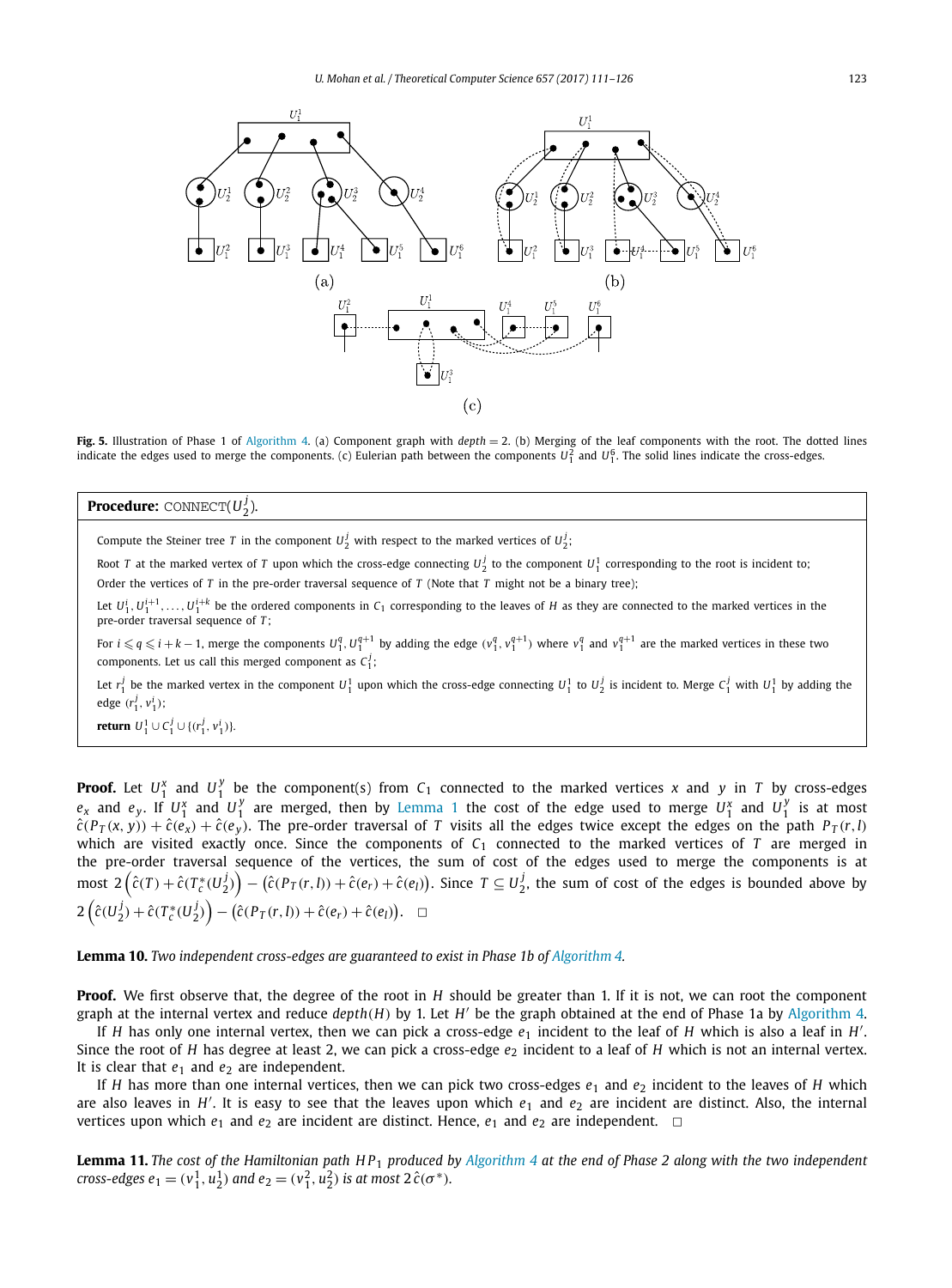**Fig. 5.** Illustration of Phase 1 of Algorithm 4. (a) Component graph with $depth = 2$. (b) Merging of the leaf components with the root. The dotted lines indicate the edges used to merge the components. (c) Eulerian path between the components $U_1^2$ and $U_1^6$. The solid lines indicate the cross-edges.

---

**Procedure:** CONNECT($U_2^j$).

Compute the Steiner tree $T$ in the component $U_2^j$ with respect to the marked vertices of $U_2^j$;

Root $T$ at the marked vertex of $T$ upon which the cross-edge connecting $U_2^j$ to the component $U_1^1$ corresponding to the root is incident to;

Order the vertices of $T$ in the pre-order traversal sequence of $T$ (Note that $T$ might not be a binary tree);

Let $U_1^i, U_1^{i+1}, \ldots, U_1^{i+k}$ be the ordered components in $C_1$ corresponding to the leaves of $H$ as they are connected to the marked vertices in the pre-order traversal sequence of $T$;

For $i \leqslant q \leqslant i+k-1$, merge the components $U_1^q, U_1^{q+1}$ by adding the edge $(v_1^q, v_1^{q+1})$ where $v_1^q$ and $v_1^{q+1}$ are the marked vertices in these two components. Let us call this merged component as $C_1^j$;

Let $r_1^j$ be the marked vertex in the component $U_1^1$ upon which the cross-edge connecting $U_1^1$ to $U_2^j$ is incident to. Merge $C_1^j$ with $U_1^1$ by adding the edge $(r_1^j, v_1^i)$;

**return** $U_1^1 \cup C_1^j \cup \{(r_1^j, v_1^i)\}$.

---

**Proof.** Let $U_1^x$ and $U_1^y$ be the component(s) from $C_1$ connected to the marked vertices $x$ and $y$ in $T$ by cross-edges $e_x$ and $e_y$. If $U_1^x$ and $U_1^y$ are merged, then by Lemma 1 the cost of the edge used to merge $U_1^x$ and $U_1^y$ is at most $\hat{c}(P_T(x, y)) + \hat{c}(e_x) + \hat{c}(e_y)$. The pre-order traversal of $T$ visits all the edges twice except the edges on the path $P_T(r, l)$ which are visited exactly once. Since the components of $C_1$ connected to the marked vertices of $T$ are merged in the pre-order traversal sequence of the vertices, the sum of cost of the edges used to merge the components is at most $2\left(\hat{c}(T) + \hat{c}(T_c^*(U_2^j))\right) - \left(\hat{c}(P_T(r, l)) + \hat{c}(e_r) + \hat{c}(e_l)\right)$. Since $T \subseteq U_2^j$, the sum of cost of the edges is bounded above by $2\left(\hat{c}(U_2^j) + \hat{c}(T_c^*(U_2^j))\right) - \left(\hat{c}(P_T(r, l)) + \hat{c}(e_r) + \hat{c}(e_l)\right)$. $\square$

**Lemma 10.** *Two independent cross-edges are guaranteed to exist in Phase 1b of Algorithm 4.*

**Proof.** We first observe that, the degree of the root in $H$ should be greater than 1. If it is not, we can root the component graph at the internal vertex and reduce $depth(H)$ by 1. Let $H'$ be the graph obtained at the end of Phase 1a by Algorithm 4.

If $H$ has only one internal vertex, then we can pick a cross-edge $e_1$ incident to the leaf of $H$ which is also a leaf in $H'$. Since the root of $H$ has degree at least 2, we can pick a cross-edge $e_2$ incident to a leaf of $H$ which is not an internal vertex. It is clear that $e_1$ and $e_2$ are independent.

If $H$ has more than one internal vertices, then we can pick two cross-edges $e_1$ and $e_2$ incident to the leaves of $H$ which are also leaves in $H'$. It is easy to see that the leaves upon which $e_1$ and $e_2$ are incident are distinct. Also, the internal vertices upon which $e_1$ and $e_2$ are incident are distinct. Hence, $e_1$ and $e_2$ are independent. $\square$

**Lemma 11.** *The cost of the Hamiltonian path $HP_1$ produced by Algorithm 4 at the end of Phase 2 along with the two independent cross-edges $e_1 = (v_1^1, u_2^1)$ and $e_2 = (v_1^2, u_2^2)$ is at most $2\hat{c}(\sigma^*)$.*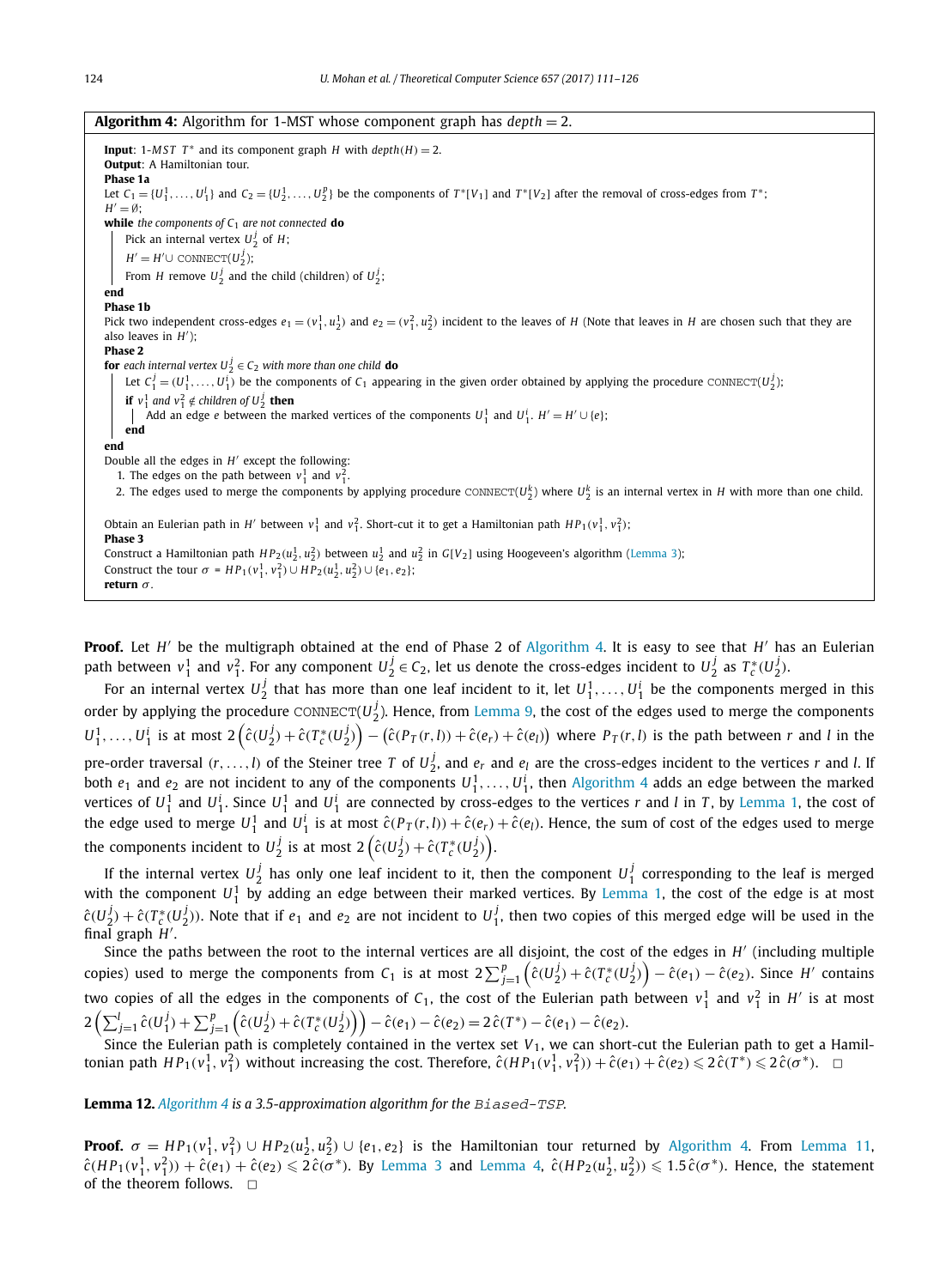**Algorithm 4:** Algorithm for 1-MST whose component graph has $depth = 2$.

**Input**: 1-$MST$ $T^*$ and its component graph $H$ with $depth(H) = 2$.
**Output**: A Hamiltonian tour.
**Phase 1a**
Let $C_1 = \{U_1^1, \ldots, U_1^l\}$ and $C_2 = \{U_2^1, \ldots, U_2^p\}$ be the components of $T^*[V_1]$ and $T^*[V_2]$ after the removal of cross-edges from $T^*$;
$H' = \emptyset$;
**while** *the components of $C_1$ are not connected* **do**
  Pick an internal vertex $U_2^j$ of $H$;
  $H' = H' \cup$ CONNECT($U_2^j$);
  From $H$ remove $U_2^j$ and the child (children) of $U_2^j$;
**end**
**Phase 1b**
Pick two independent cross-edges $e_1 = (v_1^1, u_2^1)$ and $e_2 = (v_1^2, u_2^2)$ incident to the leaves of $H$ (Note that leaves in $H$ are chosen such that they are also leaves in $H'$);
**Phase 2**
**for** *each internal vertex $U_2^j \in C_2$ with more than one child* **do**
  Let $C_1^j = (U_1^1, \ldots, U_1^i)$ be the components of $C_1$ appearing in the given order obtained by applying the procedure CONNECT($U_2^j$);
  **if** $v_1^1$ *and* $v_1^2 \notin$ *children of* $U_2^j$ **then**
    Add an edge $e$ between the marked vertices of the components $U_1^1$ and $U_1^i$. $H' = H' \cup \{e\}$;
  **end**
**end**
Double all the edges in $H'$ except the following:
1. The edges on the path between $v_1^1$ and $v_1^2$.
2. The edges used to merge the components by applying procedure CONNECT($U_2^k$) where $U_2^k$ is an internal vertex in $H$ with more than one child.

Obtain an Eulerian path in $H'$ between $v_1^1$ and $v_1^2$. Short-cut it to get a Hamiltonian path $HP_1(v_1^1, v_1^2)$;
**Phase 3**
Construct a Hamiltonian path $HP_2(u_2^1, u_2^2)$ between $u_2^1$ and $u_2^2$ in $G[V_2]$ using Hoogeveen's algorithm (Lemma 3);
Construct the tour $\sigma = HP_1(v_1^1, v_1^2) \cup HP_2(u_2^1, u_2^2) \cup \{e_1, e_2\}$;
**return** $\sigma$.

**Proof.** Let $H'$ be the multigraph obtained at the end of Phase 2 of Algorithm 4. It is easy to see that $H'$ has an Eulerian path between $v_1^1$ and $v_1^2$. For any component $U_2^j \in C_2$, let us denote the cross-edges incident to $U_2^j$ as $T_c^*(U_2^j)$.

For an internal vertex $U_2^j$ that has more than one leaf incident to it, let $U_1^1, \ldots, U_1^i$ be the components merged in this order by applying the procedure CONNECT($U_2^j$). Hence, from Lemma 9, the cost of the edges used to merge the components $U_1^1, \ldots, U_1^i$ is at most $2\left(\hat{c}(U_2^j) + \hat{c}(T_c^*(U_2^j))\right) - \left(\hat{c}(P_T(r,l)) + \hat{c}(e_r) + \hat{c}(e_l)\right)$ where $P_T(r,l)$ is the path between $r$ and $l$ in the pre-order traversal $(r, \ldots, l)$ of the Steiner tree $T$ of $U_2^j$, and $e_r$ and $e_l$ are the cross-edges incident to the vertices $r$ and $l$. If both $e_1$ and $e_2$ are not incident to any of the components $U_1^1, \ldots, U_1^i$, then Algorithm 4 adds an edge between the marked vertices of $U_1^1$ and $U_1^i$. Since $U_1^1$ and $U_1^i$ are connected by cross-edges to the vertices $r$ and $l$ in $T$, by Lemma 1, the cost of the edge used to merge $U_1^1$ and $U_1^i$ is at most $\hat{c}(P_T(r,l)) + \hat{c}(e_r) + \hat{c}(e_l)$. Hence, the sum of cost of the edges used to merge the components incident to $U_2^j$ is at most $2\left(\hat{c}(U_2^j) + \hat{c}(T_c^*(U_2^j))\right)$.

If the internal vertex $U_2^j$ has only one leaf incident to it, then the component $U_1^j$ corresponding to the leaf is merged with the component $U_1^1$ by adding an edge between their marked vertices. By Lemma 1, the cost of the edge is at most $\hat{c}(U_2^j) + \hat{c}(T_c^*(U_2^j))$. Note that if $e_1$ and $e_2$ are not incident to $U_1^j$, then two copies of this merged edge will be used in the final graph $H'$.

Since the paths between the root to the internal vertices are all disjoint, the cost of the edges in $H'$ (including multiple copies) used to merge the components from $C_1$ is at most $2\sum_{j=1}^{p}\left(\hat{c}(U_2^j) + \hat{c}(T_c^*(U_2^j))\right) - \hat{c}(e_1) - \hat{c}(e_2)$. Since $H'$ contains two copies of all the edges in the components of $C_1$, the cost of the Eulerian path between $v_1^1$ and $v_1^2$ in $H'$ is at most $2\left(\sum_{j=1}^{l}\hat{c}(U_1^j) + \sum_{j=1}^{p}\left(\hat{c}(U_2^j) + \hat{c}(T_c^*(U_2^j))\right)\right) - \hat{c}(e_1) - \hat{c}(e_2) = 2\,\hat{c}(T^*) - \hat{c}(e_1) - \hat{c}(e_2)$.

Since the Eulerian path is completely contained in the vertex set $V_1$, we can short-cut the Eulerian path to get a Hamiltonian path $HP_1(v_1^1, v_1^2)$ without increasing the cost. Therefore, $\hat{c}(HP_1(v_1^1, v_1^2)) + \hat{c}(e_1) + \hat{c}(e_2) \leqslant 2\,\hat{c}(T^*) \leqslant 2\,\hat{c}(\sigma^*)$. $\square$

**Lemma 12.** *Algorithm 4 is a 3.5-approximation algorithm for the* Biased-TSP.

**Proof.** $\sigma = HP_1(v_1^1, v_1^2) \cup HP_2(u_2^1, u_2^2) \cup \{e_1, e_2\}$ is the Hamiltonian tour returned by Algorithm 4. From Lemma 11, $\hat{c}(HP_1(v_1^1, v_1^2)) + \hat{c}(e_1) + \hat{c}(e_2) \leqslant 2\,\hat{c}(\sigma^*)$. By Lemma 3 and Lemma 4, $\hat{c}(HP_2(u_2^1, u_2^2)) \leqslant 1.5\,\hat{c}(\sigma^*)$. Hence, the statement of the theorem follows. $\square$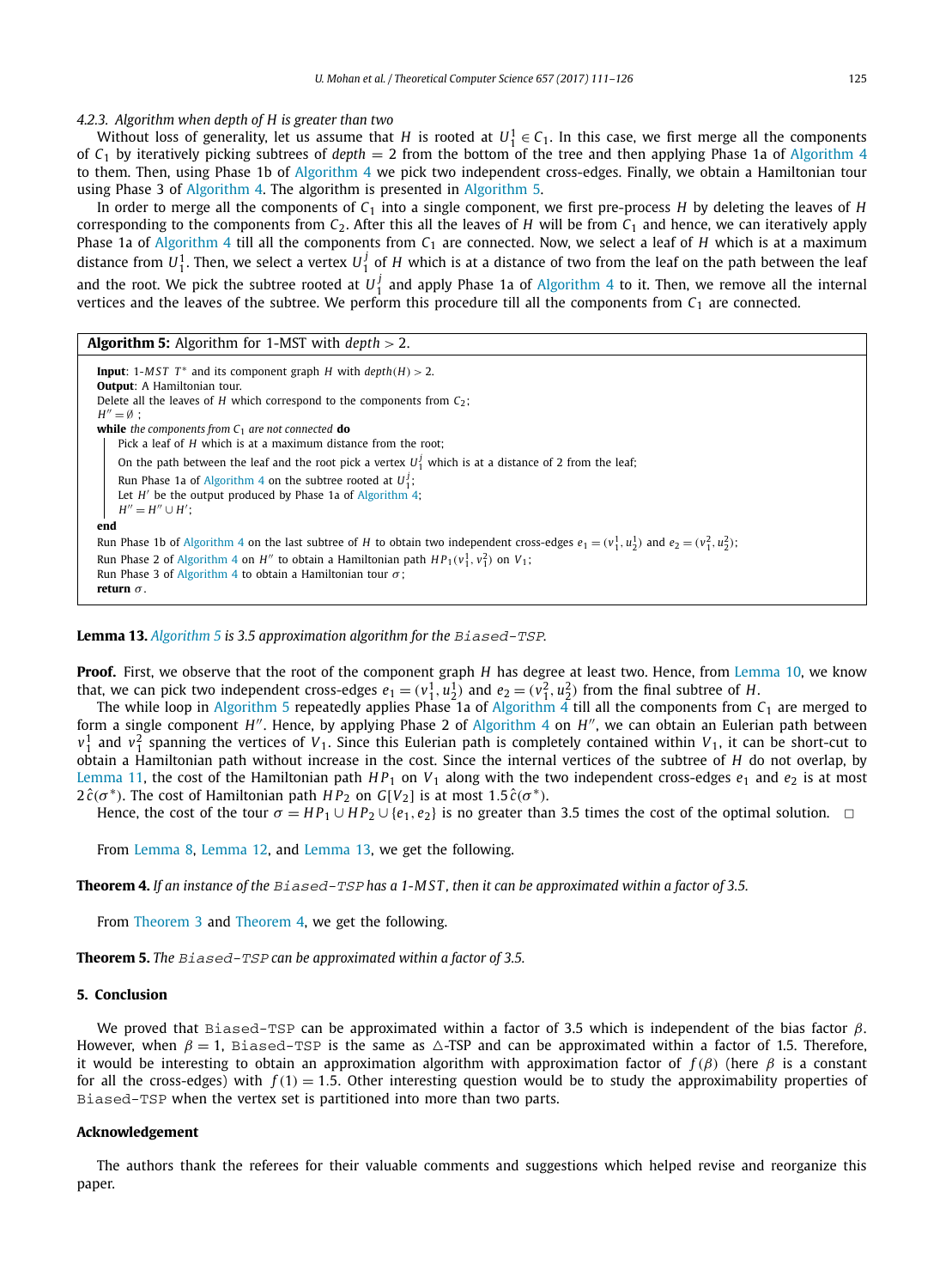#### 4.2.3. Algorithm when depth of $H$ is greater than two

Without loss of generality, let us assume that $H$ is rooted at $U_1^1 \in C_1$. In this case, we first merge all the components of $C_1$ by iteratively picking subtrees of *depth* $= 2$ from the bottom of the tree and then applying Phase 1a of Algorithm 4 to them. Then, using Phase 1b of Algorithm 4 we pick two independent cross-edges. Finally, we obtain a Hamiltonian tour using Phase 3 of Algorithm 4. The algorithm is presented in Algorithm 5.

In order to merge all the components of $C_1$ into a single component, we first pre-process $H$ by deleting the leaves of $H$ corresponding to the components from $C_2$. After this all the leaves of $H$ will be from $C_1$ and hence, we can iteratively apply Phase 1a of Algorithm 4 till all the components from $C_1$ are connected. Now, we select a leaf of $H$ which is at a maximum distance from $U_1^1$. Then, we select a vertex $U_1^j$ of $H$ which is at a distance of two from the leaf on the path between the leaf and the root. We pick the subtree rooted at $U_1^j$ and apply Phase 1a of Algorithm 4 to it. Then, we remove all the internal vertices and the leaves of the subtree. We perform this procedure till all the components from $C_1$ are connected.

**Algorithm 5:** Algorithm for 1-MST with *depth* $> 2$.

**Input**: 1-$MST$ $T^*$ and its component graph $H$ with $depth(H) > 2$.
**Output**: A Hamiltonian tour.
Delete all the leaves of $H$ which correspond to the components from $C_2$;
$H'' = \emptyset$ ;
**while** *the components from* $C_1$ *are not connected* **do**
  Pick a leaf of $H$ which is at a maximum distance from the root;
  On the path between the leaf and the root pick a vertex $U_1^j$ which is at a distance of 2 from the leaf;
  Run Phase 1a of Algorithm 4 on the subtree rooted at $U_1^j$;
  Let $H'$ be the output produced by Phase 1a of Algorithm 4;
  $H'' = H'' \cup H'$;
**end**
Run Phase 1b of Algorithm 4 on the last subtree of $H$ to obtain two independent cross-edges $e_1 = (v_1^1, u_2^1)$ and $e_2 = (v_1^2, u_2^2)$;
Run Phase 2 of Algorithm 4 on $H''$ to obtain a Hamiltonian path $HP_1(v_1^1, v_1^2)$ on $V_1$;
Run Phase 3 of Algorithm 4 to obtain a Hamiltonian tour $\sigma$;
**return** $\sigma$.

**Lemma 13.** *Algorithm 5 is 3.5 approximation algorithm for the* Biased-TSP.

**Proof.** First, we observe that the root of the component graph $H$ has degree at least two. Hence, from Lemma 10, we know that, we can pick two independent cross-edges $e_1 = (v_1^1, u_2^1)$ and $e_2 = (v_1^2, u_2^2)$ from the final subtree of $H$.

The while loop in Algorithm 5 repeatedly applies Phase 1a of Algorithm 4 till all the components from $C_1$ are merged to form a single component $H''$. Hence, by applying Phase 2 of Algorithm 4 on $H''$, we can obtain an Eulerian path between $v_1^1$ and $v_1^2$ spanning the vertices of $V_1$. Since this Eulerian path is completely contained within $V_1$, it can be short-cut to obtain a Hamiltonian path without increase in the cost. Since the internal vertices of the subtree of $H$ do not overlap, by Lemma 11, the cost of the Hamiltonian path $HP_1$ on $V_1$ along with the two independent cross-edges $e_1$ and $e_2$ is at most $2\hat{c}(\sigma^*)$. The cost of Hamiltonian path $HP_2$ on $G[V_2]$ is at most $1.5\hat{c}(\sigma^*)$.

Hence, the cost of the tour $\sigma = HP_1 \cup HP_2 \cup \{e_1, e_2\}$ is no greater than 3.5 times the cost of the optimal solution. $\square$

From Lemma 8, Lemma 12, and Lemma 13, we get the following.

**Theorem 4.** *If an instance of the* Biased-TSP *has a 1-MST, then it can be approximated within a factor of 3.5.*

From Theorem 3 and Theorem 4, we get the following.

**Theorem 5.** *The* Biased-TSP *can be approximated within a factor of 3.5.*

## 5. Conclusion

We proved that Biased-TSP can be approximated within a factor of 3.5 which is independent of the bias factor $\beta$. However, when $\beta = 1$, Biased-TSP is the same as $\triangle$-TSP and can be approximated within a factor of 1.5. Therefore, it would be interesting to obtain an approximation algorithm with approximation factor of $f(\beta)$ (here $\beta$ is a constant for all the cross-edges) with $f(1) = 1.5$. Other interesting question would be to study the approximability properties of Biased-TSP when the vertex set is partitioned into more than two parts.

## Acknowledgement

The authors thank the referees for their valuable comments and suggestions which helped revise and reorganize this paper.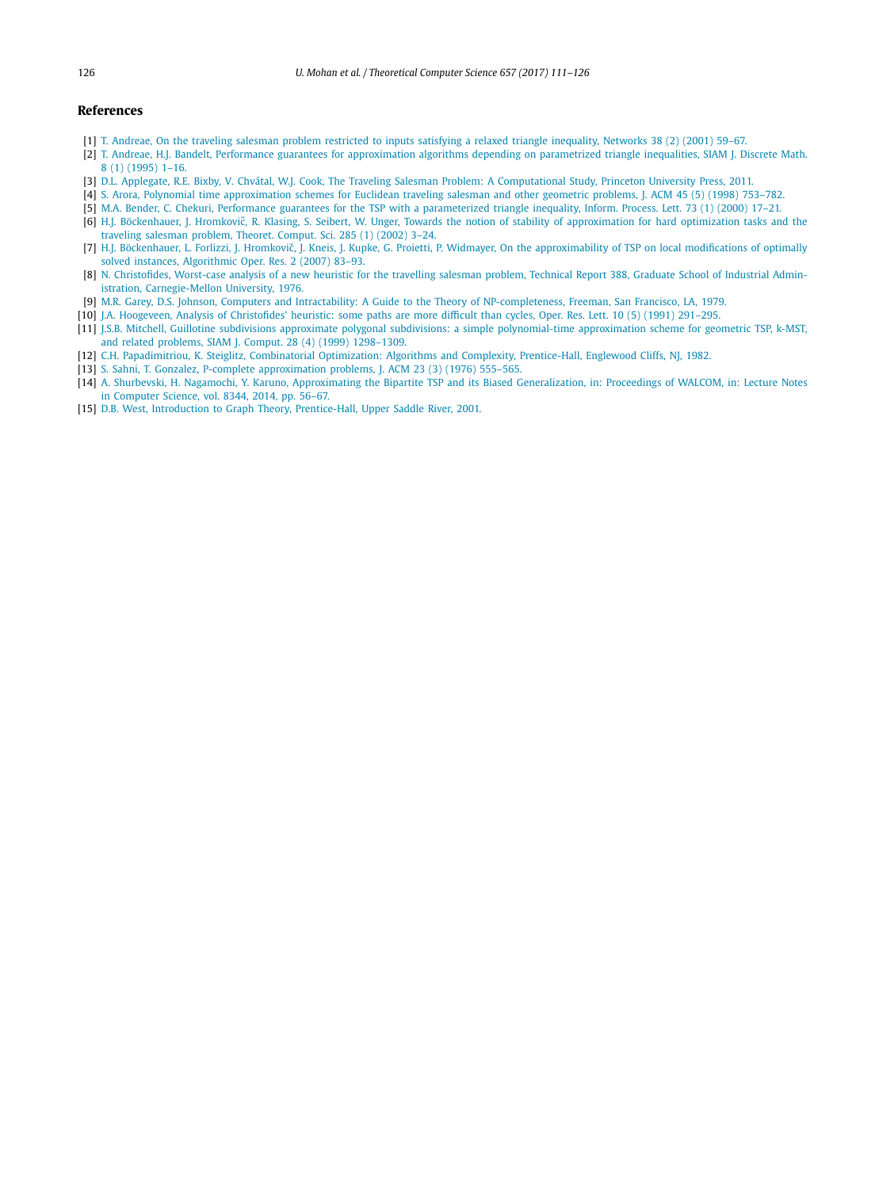## References

[1] T. Andreae, On the traveling salesman problem restricted to inputs satisfying a relaxed triangle inequality, Networks 38 (2) (2001) 59–67.

[2] T. Andreae, H.J. Bandelt, Performance guarantees for approximation algorithms depending on parametrized triangle inequalities, SIAM J. Discrete Math. 8 (1) (1995) 1–16.

[3] D.L. Applegate, R.E. Bixby, V. Chvátal, W.J. Cook, The Traveling Salesman Problem: A Computational Study, Princeton University Press, 2011.

[4] S. Arora, Polynomial time approximation schemes for Euclidean traveling salesman and other geometric problems, J. ACM 45 (5) (1998) 753–782.

[5] M.A. Bender, C. Chekuri, Performance guarantees for the TSP with a parameterized triangle inequality, Inform. Process. Lett. 73 (1) (2000) 17–21.

[6] H.J. Böckenhauer, J. Hromkovič, R. Klasing, S. Seibert, W. Unger, Towards the notion of stability of approximation for hard optimization tasks and the traveling salesman problem, Theoret. Comput. Sci. 285 (1) (2002) 3–24.

[7] H.J. Böckenhauer, L. Forlizzi, J. Hromkovič, J. Kneis, J. Kupke, G. Proietti, P. Widmayer, On the approximability of TSP on local modifications of optimally solved instances, Algorithmic Oper. Res. 2 (2007) 83–93.

[8] N. Christofides, Worst-case analysis of a new heuristic for the travelling salesman problem, Technical Report 388, Graduate School of Industrial Administration, Carnegie-Mellon University, 1976.

[9] M.R. Garey, D.S. Johnson, Computers and Intractability: A Guide to the Theory of NP-completeness, Freeman, San Francisco, LA, 1979.

[10] J.A. Hoogeveen, Analysis of Christofides' heuristic: some paths are more difficult than cycles, Oper. Res. Lett. 10 (5) (1991) 291–295.

[11] J.S.B. Mitchell, Guillotine subdivisions approximate polygonal subdivisions: a simple polynomial-time approximation scheme for geometric TSP, k-MST, and related problems, SIAM J. Comput. 28 (4) (1999) 1298–1309.

[12] C.H. Papadimitriou, K. Steiglitz, Combinatorial Optimization: Algorithms and Complexity, Prentice-Hall, Englewood Cliffs, NJ, 1982.

[13] S. Sahni, T. Gonzalez, P-complete approximation problems, J. ACM 23 (3) (1976) 555–565.

[14] A. Shurbevski, H. Nagamochi, Y. Karuno, Approximating the Bipartite TSP and its Biased Generalization, in: Proceedings of WALCOM, in: Lecture Notes in Computer Science, vol. 8344, 2014, pp. 56–67.

[15] D.B. West, Introduction to Graph Theory, Prentice-Hall, Upper Saddle River, 2001.